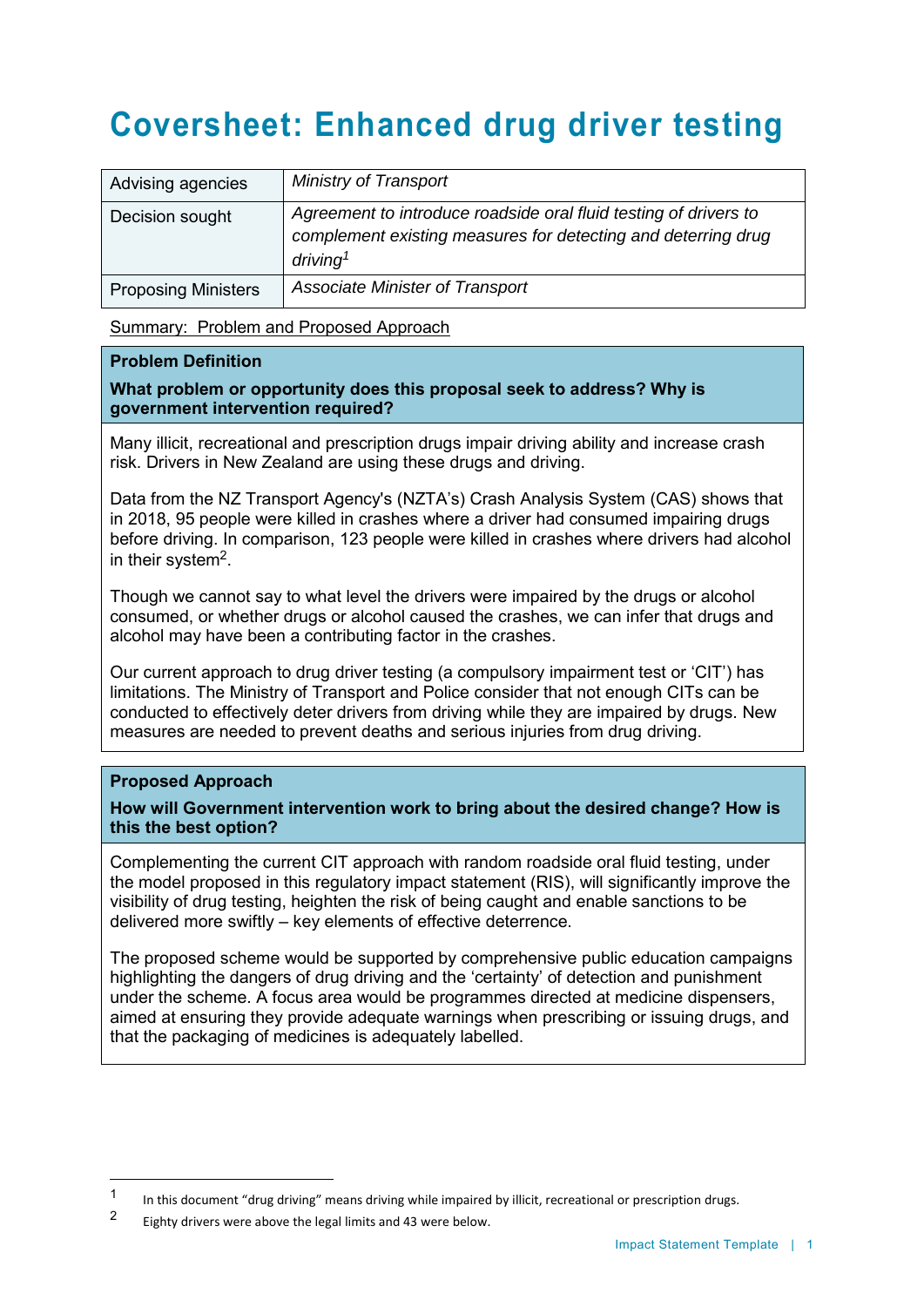# Coversheet: Enhanced drug driver testing

| Advising agencies | *Ministry of Transport* |
|---|---|
| Decision sought | *Agreement to introduce roadside oral fluid testing of drivers to complement existing measures for detecting and deterring drug driving*[1] |
| Proposing Ministers | *Associate Minister of Transport* |

Summary: Problem and Proposed Approach

**Problem Definition**

**What problem or opportunity does this proposal seek to address? Why is government intervention required?**

Many illicit, recreational and prescription drugs impair driving ability and increase crash risk. Drivers in New Zealand are using these drugs and driving.

Data from the NZ Transport Agency's (NZTA's) Crash Analysis System (CAS) shows that in 2018, 95 people were killed in crashes where a driver had consumed impairing drugs before driving. In comparison, 123 people were killed in crashes where drivers had alcohol in their system[2].

Though we cannot say to what level the drivers were impaired by the drugs or alcohol consumed, or whether drugs or alcohol caused the crashes, we can infer that drugs and alcohol may have been a contributing factor in the crashes.

Our current approach to drug driver testing (a compulsory impairment test or 'CIT') has limitations. The Ministry of Transport and Police consider that not enough CITs can be conducted to effectively deter drivers from driving while they are impaired by drugs. New measures are needed to prevent deaths and serious injuries from drug driving.

**Proposed Approach**

**How will Government intervention work to bring about the desired change? How is this the best option?**

Complementing the current CIT approach with random roadside oral fluid testing, under the model proposed in this regulatory impact statement (RIS), will significantly improve the visibility of drug testing, heighten the risk of being caught and enable sanctions to be delivered more swiftly – key elements of effective deterrence.

The proposed scheme would be supported by comprehensive public education campaigns highlighting the dangers of drug driving and the 'certainty' of detection and punishment under the scheme. A focus area would be programmes directed at medicine dispensers, aimed at ensuring they provide adequate warnings when prescribing or issuing drugs, and that the packaging of medicines is adequately labelled.

---

[1] In this document "drug driving" means driving while impaired by illicit, recreational or prescription drugs.

[2] Eighty drivers were above the legal limits and 43 were below.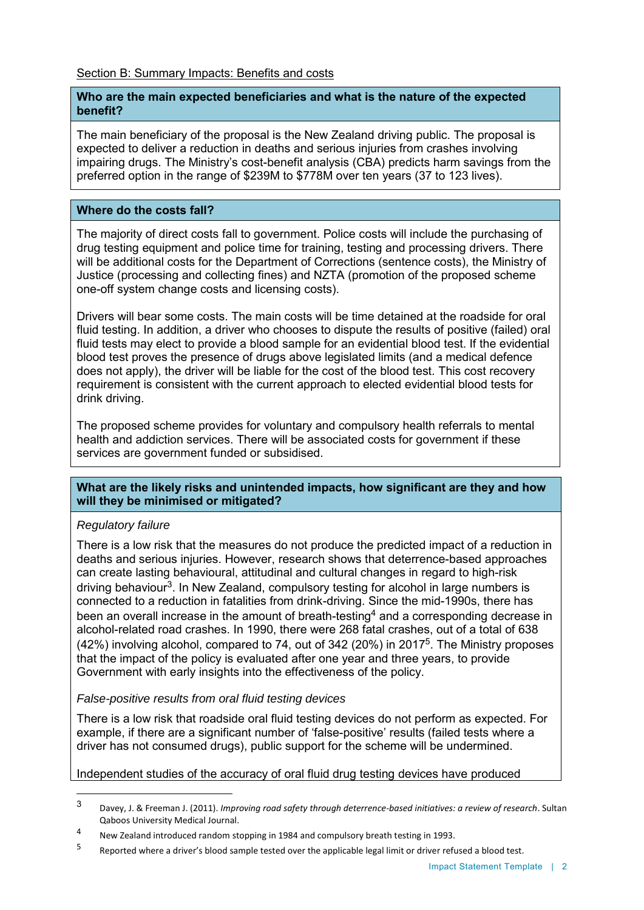Section B: Summary Impacts: Benefits and costs

**Who are the main expected beneficiaries and what is the nature of the expected benefit?**

The main beneficiary of the proposal is the New Zealand driving public. The proposal is expected to deliver a reduction in deaths and serious injuries from crashes involving impairing drugs. The Ministry's cost-benefit analysis (CBA) predicts harm savings from the preferred option in the range of $239M to $778M over ten years (37 to 123 lives).

**Where do the costs fall?**

The majority of direct costs fall to government. Police costs will include the purchasing of drug testing equipment and police time for training, testing and processing drivers. There will be additional costs for the Department of Corrections (sentence costs), the Ministry of Justice (processing and collecting fines) and NZTA (promotion of the proposed scheme one-off system change costs and licensing costs).

Drivers will bear some costs. The main costs will be time detained at the roadside for oral fluid testing. In addition, a driver who chooses to dispute the results of positive (failed) oral fluid tests may elect to provide a blood sample for an evidential blood test. If the evidential blood test proves the presence of drugs above legislated limits (and a medical defence does not apply), the driver will be liable for the cost of the blood test. This cost recovery requirement is consistent with the current approach to elected evidential blood tests for drink driving.

The proposed scheme provides for voluntary and compulsory health referrals to mental health and addiction services. There will be associated costs for government if these services are government funded or subsidised.

**What are the likely risks and unintended impacts, how significant are they and how will they be minimised or mitigated?**

*Regulatory failure*

There is a low risk that the measures do not produce the predicted impact of a reduction in deaths and serious injuries. However, research shows that deterrence-based approaches can create lasting behavioural, attitudinal and cultural changes in regard to high-risk driving behaviour[3]. In New Zealand, compulsory testing for alcohol in large numbers is connected to a reduction in fatalities from drink-driving. Since the mid-1990s, there has been an overall increase in the amount of breath-testing[4] and a corresponding decrease in alcohol-related road crashes. In 1990, there were 268 fatal crashes, out of a total of 638 (42%) involving alcohol, compared to 74, out of 342 (20%) in 2017[5]. The Ministry proposes that the impact of the policy is evaluated after one year and three years, to provide Government with early insights into the effectiveness of the policy.

*False-positive results from oral fluid testing devices*

There is a low risk that roadside oral fluid testing devices do not perform as expected. For example, if there are a significant number of 'false-positive' results (failed tests where a driver has not consumed drugs), public support for the scheme will be undermined.

Independent studies of the accuracy of oral fluid drug testing devices have produced

---

[3] Davey, J. & Freeman J. (2011). *Improving road safety through deterrence-based initiatives: a review of research*. Sultan Qaboos University Medical Journal.

[4] New Zealand introduced random stopping in 1984 and compulsory breath testing in 1993.

[5] Reported where a driver's blood sample tested over the applicable legal limit or driver refused a blood test.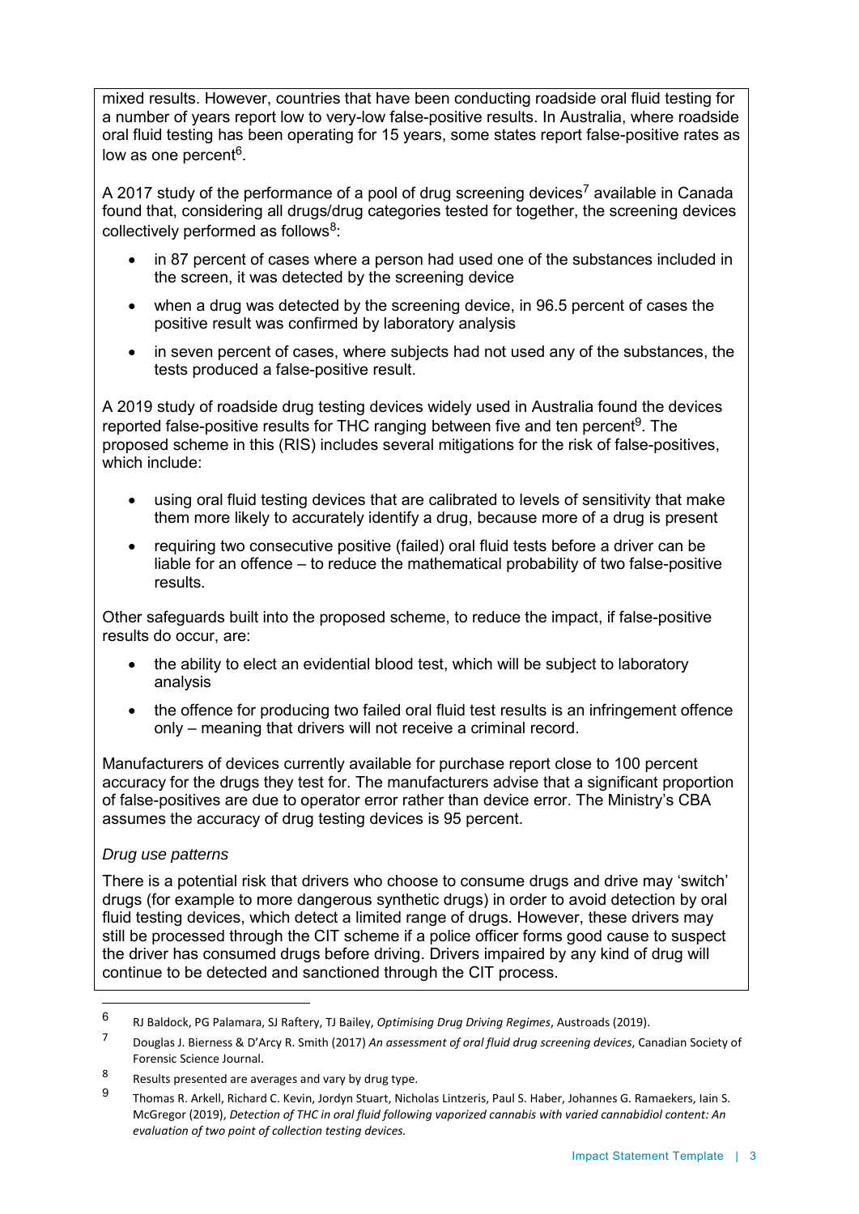mixed results. However, countries that have been conducting roadside oral fluid testing for a number of years report low to very-low false-positive results. In Australia, where roadside oral fluid testing has been operating for 15 years, some states report false-positive rates as low as one percent[6].

A 2017 study of the performance of a pool of drug screening devices[7] available in Canada found that, considering all drugs/drug categories tested for together, the screening devices collectively performed as follows[8]:

- in 87 percent of cases where a person had used one of the substances included in the screen, it was detected by the screening device
- when a drug was detected by the screening device, in 96.5 percent of cases the positive result was confirmed by laboratory analysis
- in seven percent of cases, where subjects had not used any of the substances, the tests produced a false-positive result.

A 2019 study of roadside drug testing devices widely used in Australia found the devices reported false-positive results for THC ranging between five and ten percent[9]. The proposed scheme in this (RIS) includes several mitigations for the risk of false-positives, which include:

- using oral fluid testing devices that are calibrated to levels of sensitivity that make them more likely to accurately identify a drug, because more of a drug is present
- requiring two consecutive positive (failed) oral fluid tests before a driver can be liable for an offence – to reduce the mathematical probability of two false-positive results.

Other safeguards built into the proposed scheme, to reduce the impact, if false-positive results do occur, are:

- the ability to elect an evidential blood test, which will be subject to laboratory analysis
- the offence for producing two failed oral fluid test results is an infringement offence only – meaning that drivers will not receive a criminal record.

Manufacturers of devices currently available for purchase report close to 100 percent accuracy for the drugs they test for. The manufacturers advise that a significant proportion of false-positives are due to operator error rather than device error. The Ministry's CBA assumes the accuracy of drug testing devices is 95 percent.

*Drug use patterns*

There is a potential risk that drivers who choose to consume drugs and drive may 'switch' drugs (for example to more dangerous synthetic drugs) in order to avoid detection by oral fluid testing devices, which detect a limited range of drugs. However, these drivers may still be processed through the CIT scheme if a police officer forms good cause to suspect the driver has consumed drugs before driving. Drivers impaired by any kind of drug will continue to be detected and sanctioned through the CIT process.

---

[6] RJ Baldock, PG Palamara, SJ Raftery, TJ Bailey, *Optimising Drug Driving Regimes*, Austroads (2019).

[7] Douglas J. Bierness & D'Arcy R. Smith (2017) *An assessment of oral fluid drug screening devices*, Canadian Society of Forensic Science Journal.

[8] Results presented are averages and vary by drug type.

[9] Thomas R. Arkell, Richard C. Kevin, Jordyn Stuart, Nicholas Lintzeris, Paul S. Haber, Johannes G. Ramaekers, Iain S. McGregor (2019), *Detection of THC in oral fluid following vaporized cannabis with varied cannabidiol content: An evaluation of two point of collection testing devices.*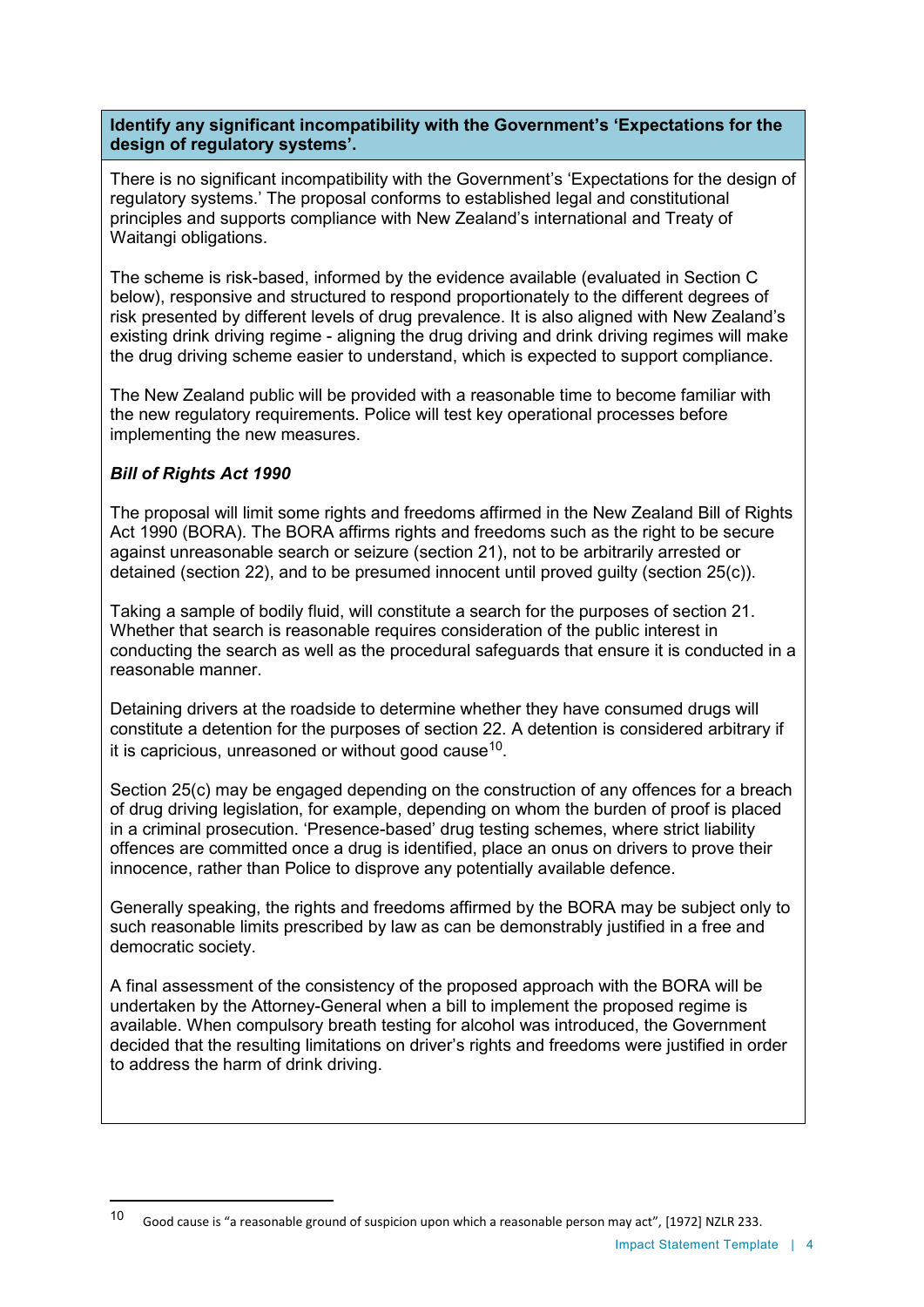**Identify any significant incompatibility with the Government's 'Expectations for the design of regulatory systems'.**

There is no significant incompatibility with the Government's 'Expectations for the design of regulatory systems.' The proposal conforms to established legal and constitutional principles and supports compliance with New Zealand's international and Treaty of Waitangi obligations.

The scheme is risk-based, informed by the evidence available (evaluated in Section C below), responsive and structured to respond proportionately to the different degrees of risk presented by different levels of drug prevalence. It is also aligned with New Zealand's existing drink driving regime - aligning the drug driving and drink driving regimes will make the drug driving scheme easier to understand, which is expected to support compliance.

The New Zealand public will be provided with a reasonable time to become familiar with the new regulatory requirements. Police will test key operational processes before implementing the new measures.

***Bill of Rights Act 1990***

The proposal will limit some rights and freedoms affirmed in the New Zealand Bill of Rights Act 1990 (BORA). The BORA affirms rights and freedoms such as the right to be secure against unreasonable search or seizure (section 21), not to be arbitrarily arrested or detained (section 22), and to be presumed innocent until proved guilty (section 25(c)).

Taking a sample of bodily fluid, will constitute a search for the purposes of section 21. Whether that search is reasonable requires consideration of the public interest in conducting the search as well as the procedural safeguards that ensure it is conducted in a reasonable manner.

Detaining drivers at the roadside to determine whether they have consumed drugs will constitute a detention for the purposes of section 22. A detention is considered arbitrary if it is capricious, unreasoned or without good cause[10].

Section 25(c) may be engaged depending on the construction of any offences for a breach of drug driving legislation, for example, depending on whom the burden of proof is placed in a criminal prosecution. 'Presence-based' drug testing schemes, where strict liability offences are committed once a drug is identified, place an onus on drivers to prove their innocence, rather than Police to disprove any potentially available defence.

Generally speaking, the rights and freedoms affirmed by the BORA may be subject only to such reasonable limits prescribed by law as can be demonstrably justified in a free and democratic society.

A final assessment of the consistency of the proposed approach with the BORA will be undertaken by the Attorney-General when a bill to implement the proposed regime is available. When compulsory breath testing for alcohol was introduced, the Government decided that the resulting limitations on driver's rights and freedoms were justified in order to address the harm of drink driving.

[10] Good cause is "a reasonable ground of suspicion upon which a reasonable person may act", [1972] NZLR 233.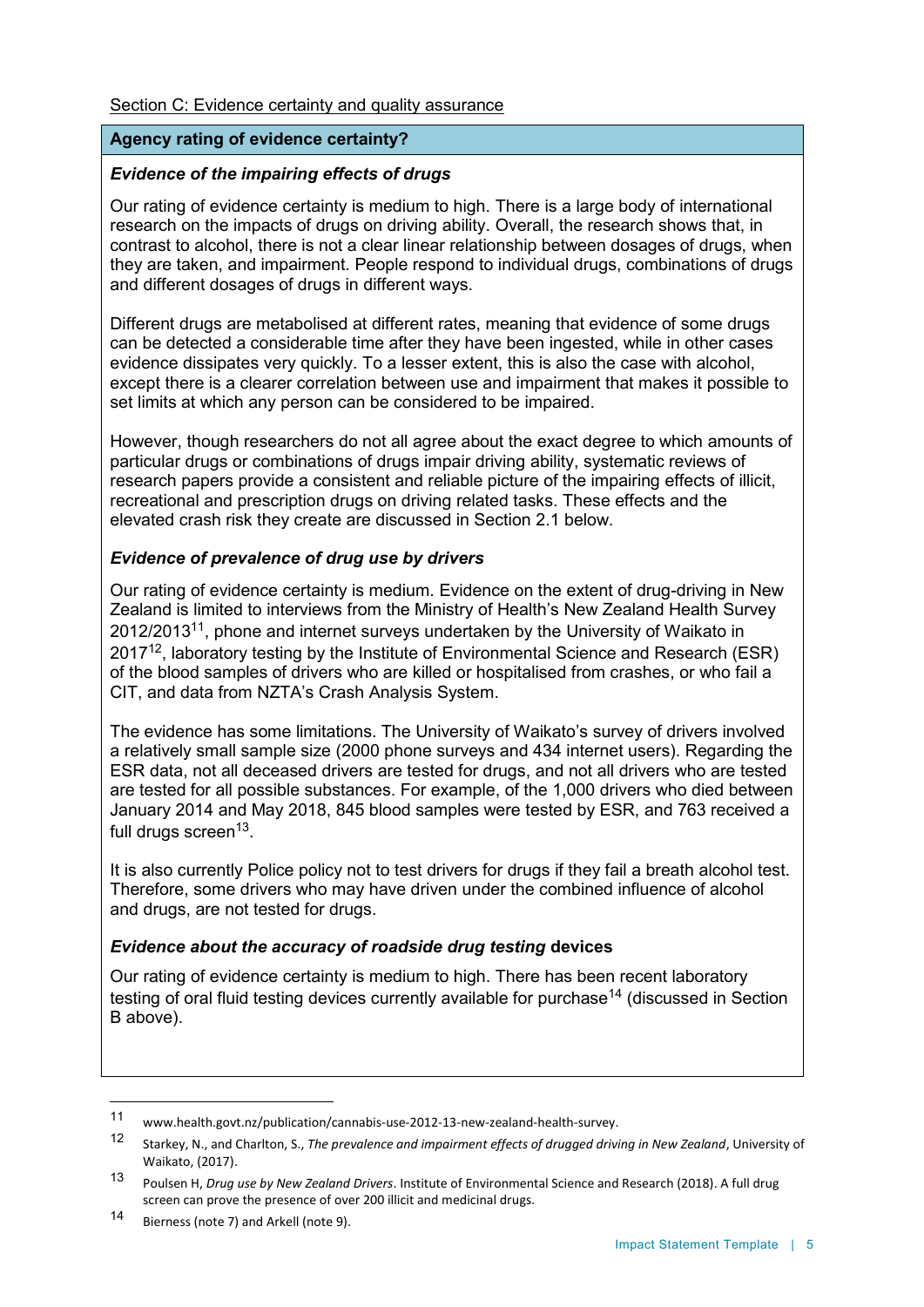Section C: Evidence certainty and quality assurance

**Agency rating of evidence certainty?**

***Evidence of the impairing effects of drugs***

Our rating of evidence certainty is medium to high. There is a large body of international research on the impacts of drugs on driving ability. Overall, the research shows that, in contrast to alcohol, there is not a clear linear relationship between dosages of drugs, when they are taken, and impairment. People respond to individual drugs, combinations of drugs and different dosages of drugs in different ways.

Different drugs are metabolised at different rates, meaning that evidence of some drugs can be detected a considerable time after they have been ingested, while in other cases evidence dissipates very quickly. To a lesser extent, this is also the case with alcohol, except there is a clearer correlation between use and impairment that makes it possible to set limits at which any person can be considered to be impaired.

However, though researchers do not all agree about the exact degree to which amounts of particular drugs or combinations of drugs impair driving ability, systematic reviews of research papers provide a consistent and reliable picture of the impairing effects of illicit, recreational and prescription drugs on driving related tasks. These effects and the elevated crash risk they create are discussed in Section 2.1 below.

***Evidence of prevalence of drug use by drivers***

Our rating of evidence certainty is medium. Evidence on the extent of drug-driving in New Zealand is limited to interviews from the Ministry of Health's New Zealand Health Survey 2012/2013[11], phone and internet surveys undertaken by the University of Waikato in 2017[12], laboratory testing by the Institute of Environmental Science and Research (ESR) of the blood samples of drivers who are killed or hospitalised from crashes, or who fail a CIT, and data from NZTA's Crash Analysis System.

The evidence has some limitations. The University of Waikato's survey of drivers involved a relatively small sample size (2000 phone surveys and 434 internet users). Regarding the ESR data, not all deceased drivers are tested for drugs, and not all drivers who are tested are tested for all possible substances. For example, of the 1,000 drivers who died between January 2014 and May 2018, 845 blood samples were tested by ESR, and 763 received a full drugs screen[13].

It is also currently Police policy not to test drivers for drugs if they fail a breath alcohol test. Therefore, some drivers who may have driven under the combined influence of alcohol and drugs, are not tested for drugs.

***Evidence about the accuracy of roadside drug testing* devices**

Our rating of evidence certainty is medium to high. There has been recent laboratory testing of oral fluid testing devices currently available for purchase[14] (discussed in Section B above).

---

[11] www.health.govt.nz/publication/cannabis-use-2012-13-new-zealand-health-survey.

[12] Starkey, N., and Charlton, S., *The prevalence and impairment effects of drugged driving in New Zealand*, University of Waikato, (2017).

[13] Poulsen H, *Drug use by New Zealand Drivers*. Institute of Environmental Science and Research (2018). A full drug screen can prove the presence of over 200 illicit and medicinal drugs.

[14] Bierness (note 7) and Arkell (note 9).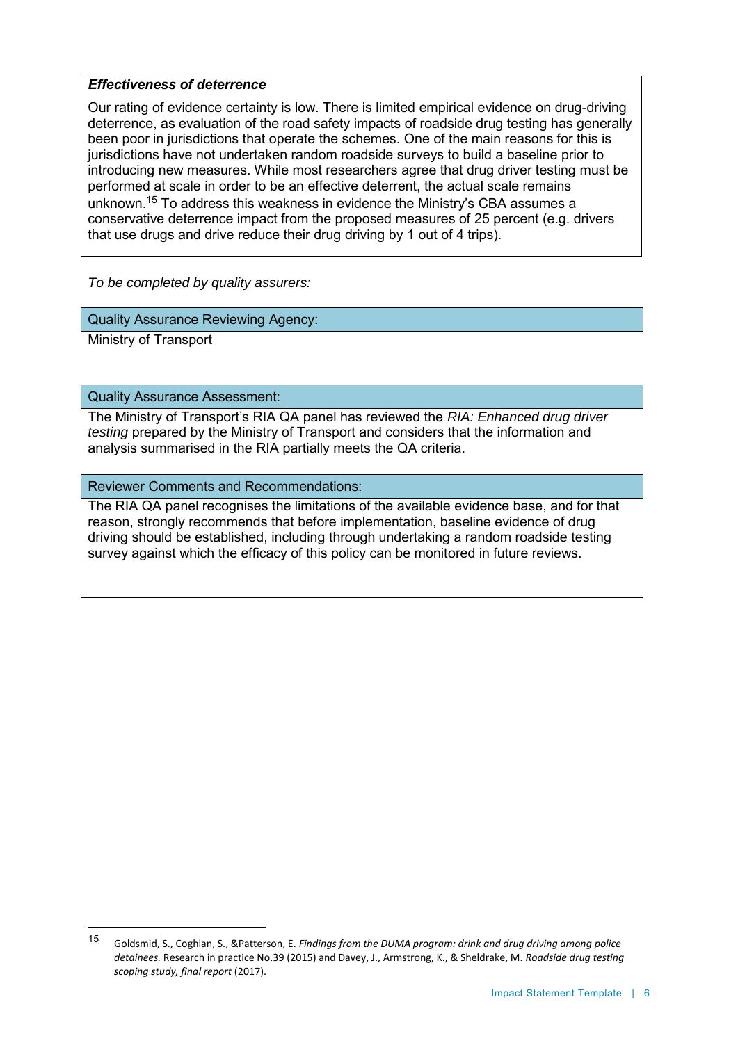***Effectiveness of deterrence***

Our rating of evidence certainty is low. There is limited empirical evidence on drug-driving deterrence, as evaluation of the road safety impacts of roadside drug testing has generally been poor in jurisdictions that operate the schemes. One of the main reasons for this is jurisdictions have not undertaken random roadside surveys to build a baseline prior to introducing new measures. While most researchers agree that drug driver testing must be performed at scale in order to be an effective deterrent, the actual scale remains unknown.[15] To address this weakness in evidence the Ministry's CBA assumes a conservative deterrence impact from the proposed measures of 25 percent (e.g. drivers that use drugs and drive reduce their drug driving by 1 out of 4 trips).

*To be completed by quality assurers:*

| Quality Assurance Reviewing Agency: |
|---|
| Ministry of Transport |
| **Quality Assurance Assessment:** |
| The Ministry of Transport's RIA QA panel has reviewed the *RIA: Enhanced drug driver testing* prepared by the Ministry of Transport and considers that the information and analysis summarised in the RIA partially meets the QA criteria. |
| **Reviewer Comments and Recommendations:** |
| The RIA QA panel recognises the limitations of the available evidence base, and for that reason, strongly recommends that before implementation, baseline evidence of drug driving should be established, including through undertaking a random roadside testing survey against which the efficacy of this policy can be monitored in future reviews. |

[15] Goldsmid, S., Coghlan, S., &Patterson, E. *Findings from the DUMA program: drink and drug driving among police detainees.* Research in practice No.39 (2015) and Davey, J., Armstrong, K., & Sheldrake, M. *Roadside drug testing scoping study, final report* (2017).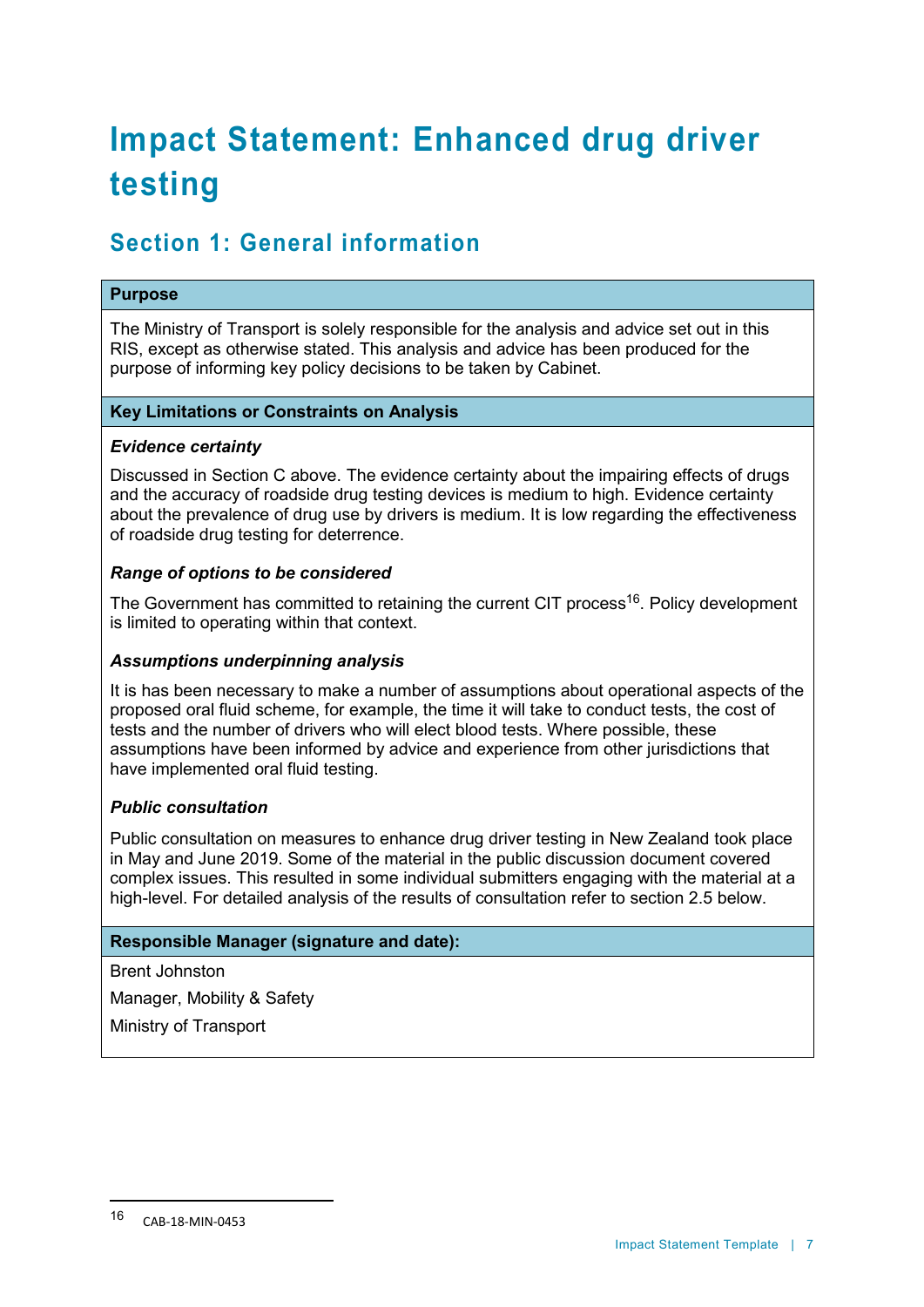# Impact Statement: Enhanced drug driver testing

## Section 1: General information

### Purpose

The Ministry of Transport is solely responsible for the analysis and advice set out in this RIS, except as otherwise stated. This analysis and advice has been produced for the purpose of informing key policy decisions to be taken by Cabinet.

### Key Limitations or Constraints on Analysis

***Evidence certainty***

Discussed in Section C above. The evidence certainty about the impairing effects of drugs and the accuracy of roadside drug testing devices is medium to high. Evidence certainty about the prevalence of drug use by drivers is medium. It is low regarding the effectiveness of roadside drug testing for deterrence.

***Range of options to be considered***

The Government has committed to retaining the current CIT process[16]. Policy development is limited to operating within that context.

***Assumptions underpinning analysis***

It is has been necessary to make a number of assumptions about operational aspects of the proposed oral fluid scheme, for example, the time it will take to conduct tests, the cost of tests and the number of drivers who will elect blood tests. Where possible, these assumptions have been informed by advice and experience from other jurisdictions that have implemented oral fluid testing.

***Public consultation***

Public consultation on measures to enhance drug driver testing in New Zealand took place in May and June 2019. Some of the material in the public discussion document covered complex issues. This resulted in some individual submitters engaging with the material at a high-level. For detailed analysis of the results of consultation refer to section 2.5 below.

### Responsible Manager (signature and date):

Brent Johnston

Manager, Mobility & Safety

Ministry of Transport

---

[16] CAB-18-MIN-0453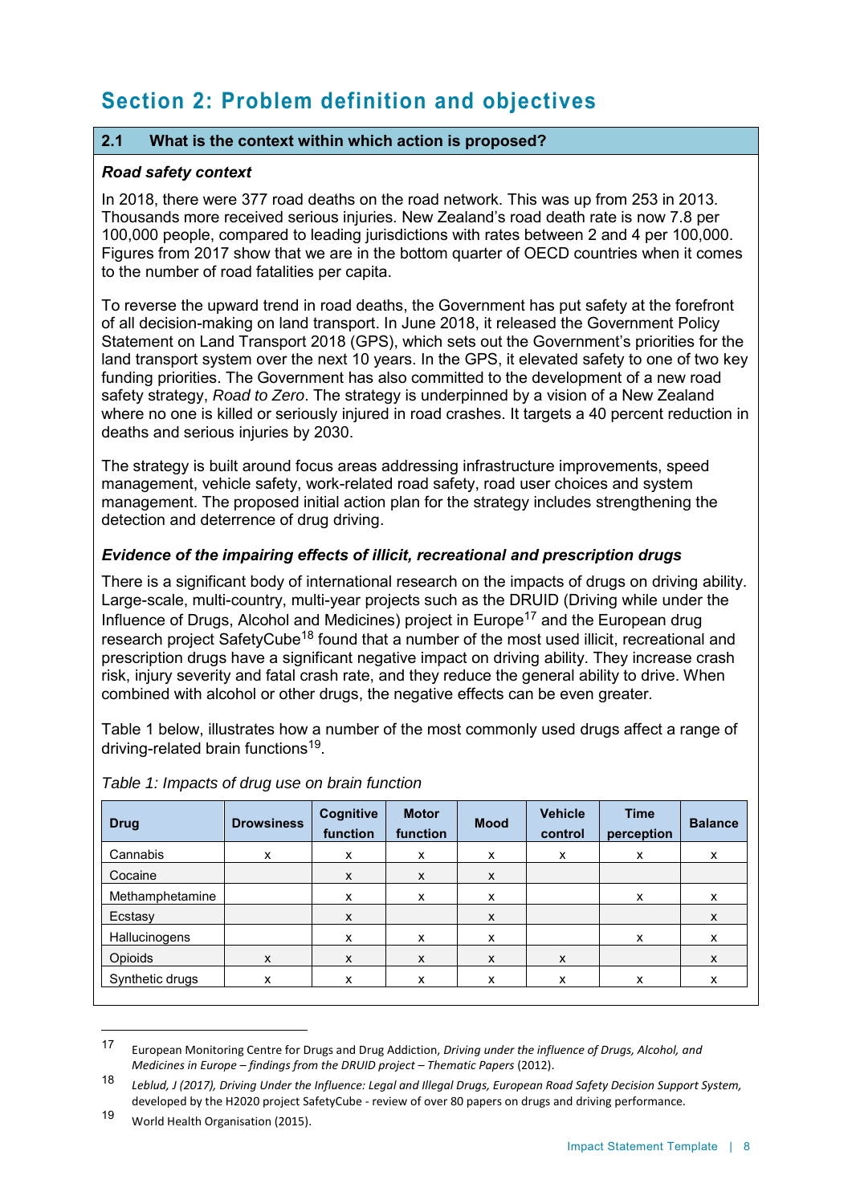# Section 2: Problem definition and objectives

## 2.1 What is the context within which action is proposed?

***Road safety context***

In 2018, there were 377 road deaths on the road network. This was up from 253 in 2013. Thousands more received serious injuries. New Zealand's road death rate is now 7.8 per 100,000 people, compared to leading jurisdictions with rates between 2 and 4 per 100,000. Figures from 2017 show that we are in the bottom quarter of OECD countries when it comes to the number of road fatalities per capita.

To reverse the upward trend in road deaths, the Government has put safety at the forefront of all decision-making on land transport. In June 2018, it released the Government Policy Statement on Land Transport 2018 (GPS), which sets out the Government's priorities for the land transport system over the next 10 years. In the GPS, it elevated safety to one of two key funding priorities. The Government has also committed to the development of a new road safety strategy, *Road to Zero*. The strategy is underpinned by a vision of a New Zealand where no one is killed or seriously injured in road crashes. It targets a 40 percent reduction in deaths and serious injuries by 2030.

The strategy is built around focus areas addressing infrastructure improvements, speed management, vehicle safety, work-related road safety, road user choices and system management. The proposed initial action plan for the strategy includes strengthening the detection and deterrence of drug driving.

***Evidence of the impairing effects of illicit, recreational and prescription drugs***

There is a significant body of international research on the impacts of drugs on driving ability. Large-scale, multi-country, multi-year projects such as the DRUID (Driving while under the Influence of Drugs, Alcohol and Medicines) project in Europe[17] and the European drug research project SafetyCube[18] found that a number of the most used illicit, recreational and prescription drugs have a significant negative impact on driving ability. They increase crash risk, injury severity and fatal crash rate, and they reduce the general ability to drive. When combined with alcohol or other drugs, the negative effects can be even greater.

Table 1 below, illustrates how a number of the most commonly used drugs affect a range of driving-related brain functions[19].

*Table 1: Impacts of drug use on brain function*

| Drug | Drowsiness | Cognitive function | Motor function | Mood | Vehicle control | Time perception | Balance |
|---|---|---|---|---|---|---|---|
| Cannabis | x | x | x | x | x | x | x |
| Cocaine | | x | x | x | | | |
| Methamphetamine | | x | x | x | | x | x |
| Ecstasy | | x | | x | | | x |
| Hallucinogens | | x | x | x | | x | x |
| Opioids | x | x | x | x | x | | x |
| Synthetic drugs | x | x | x | x | x | x | x |

---

[17] European Monitoring Centre for Drugs and Drug Addiction, *Driving under the influence of Drugs, Alcohol, and Medicines in Europe – findings from the DRUID project – Thematic Papers* (2012).

[18] *Leblud, J (2017), Driving Under the Influence: Legal and Illegal Drugs, European Road Safety Decision Support System*, developed by the H2020 project SafetyCube - review of over 80 papers on drugs and driving performance.

[19] World Health Organisation (2015).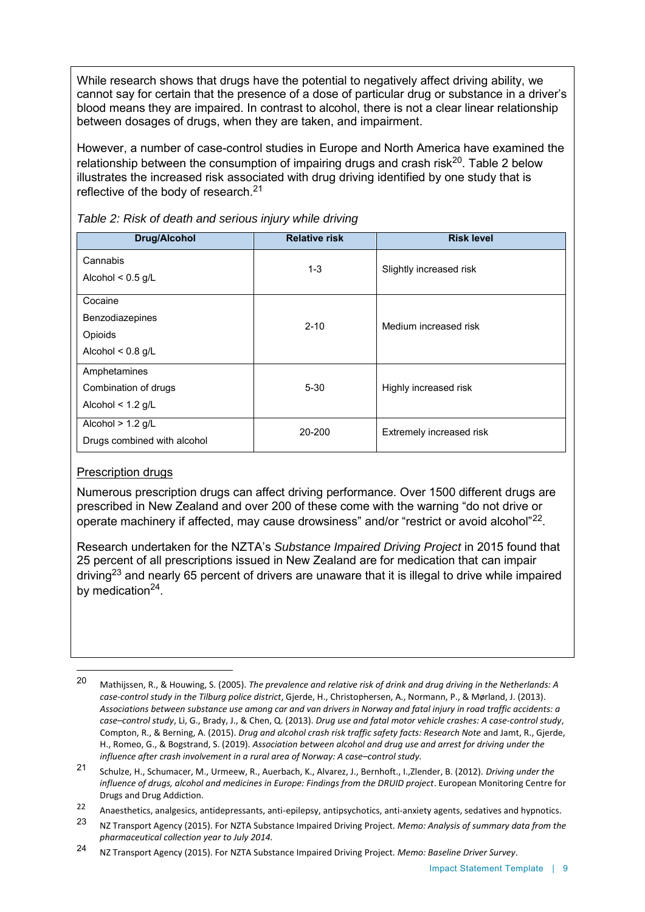While research shows that drugs have the potential to negatively affect driving ability, we cannot say for certain that the presence of a dose of particular drug or substance in a driver's blood means they are impaired. In contrast to alcohol, there is not a clear linear relationship between dosages of drugs, when they are taken, and impairment.

However, a number of case-control studies in Europe and North America have examined the relationship between the consumption of impairing drugs and crash risk[20]. Table 2 below illustrates the increased risk associated with drug driving identified by one study that is reflective of the body of research.[21]

*Table 2: Risk of death and serious injury while driving*

| Drug/Alcohol | Relative risk | Risk level |
|---|---|---|
| Cannabis<br>Alcohol < 0.5 g/L | 1-3 | Slightly increased risk |
| Cocaine<br>Benzodiazepines<br>Opioids<br>Alcohol < 0.8 g/L | 2-10 | Medium increased risk |
| Amphetamines<br>Combination of drugs<br>Alcohol < 1.2 g/L | 5-30 | Highly increased risk |
| Alcohol > 1.2 g/L<br>Drugs combined with alcohol | 20-200 | Extremely increased risk |

Prescription drugs

Numerous prescription drugs can affect driving performance. Over 1500 different drugs are prescribed in New Zealand and over 200 of these come with the warning "do not drive or operate machinery if affected, may cause drowsiness" and/or "restrict or avoid alcohol"[22].

Research undertaken for the NZTA's *Substance Impaired Driving Project* in 2015 found that 25 percent of all prescriptions issued in New Zealand are for medication that can impair driving[23] and nearly 65 percent of drivers are unaware that it is illegal to drive while impaired by medication[24].

---

[20] Mathijssen, R., & Houwing, S. (2005). *The prevalence and relative risk of drink and drug driving in the Netherlands: A case-control study in the Tilburg police district*, Gjerde, H., Christophersen, A., Normann, P., & Mørland, J. (2013). *Associations between substance use among car and van drivers in Norway and fatal injury in road traffic accidents: a case–control study*, Li, G., Brady, J., & Chen, Q. (2013). *Drug use and fatal motor vehicle crashes: A case-control study*, Compton, R., & Berning, A. (2015). *Drug and alcohol crash risk traffic safety facts: Research Note* and Jamt, R., Gjerde, H., Romeo, G., & Bogstrand, S. (2019). *Association between alcohol and drug use and arrest for driving under the influence after crash involvement in a rural area of Norway: A case–control study.*

[21] Schulze, H., Schumacer, M., Urmeew, R., Auerbach, K., Alvarez, J., Bernhoft., I.,Zlender, B. (2012). *Driving under the influence of drugs, alcohol and medicines in Europe: Findings from the DRUID project*. European Monitoring Centre for Drugs and Drug Addiction.

[22] Anaesthetics, analgesics, antidepressants, anti-epilepsy, antipsychotics, anti-anxiety agents, sedatives and hypnotics.

[23] NZ Transport Agency (2015). For NZTA Substance Impaired Driving Project. *Memo: Analysis of summary data from the pharmaceutical collection year to July 2014.*

[24] NZ Transport Agency (2015). For NZTA Substance Impaired Driving Project. *Memo: Baseline Driver Survey*.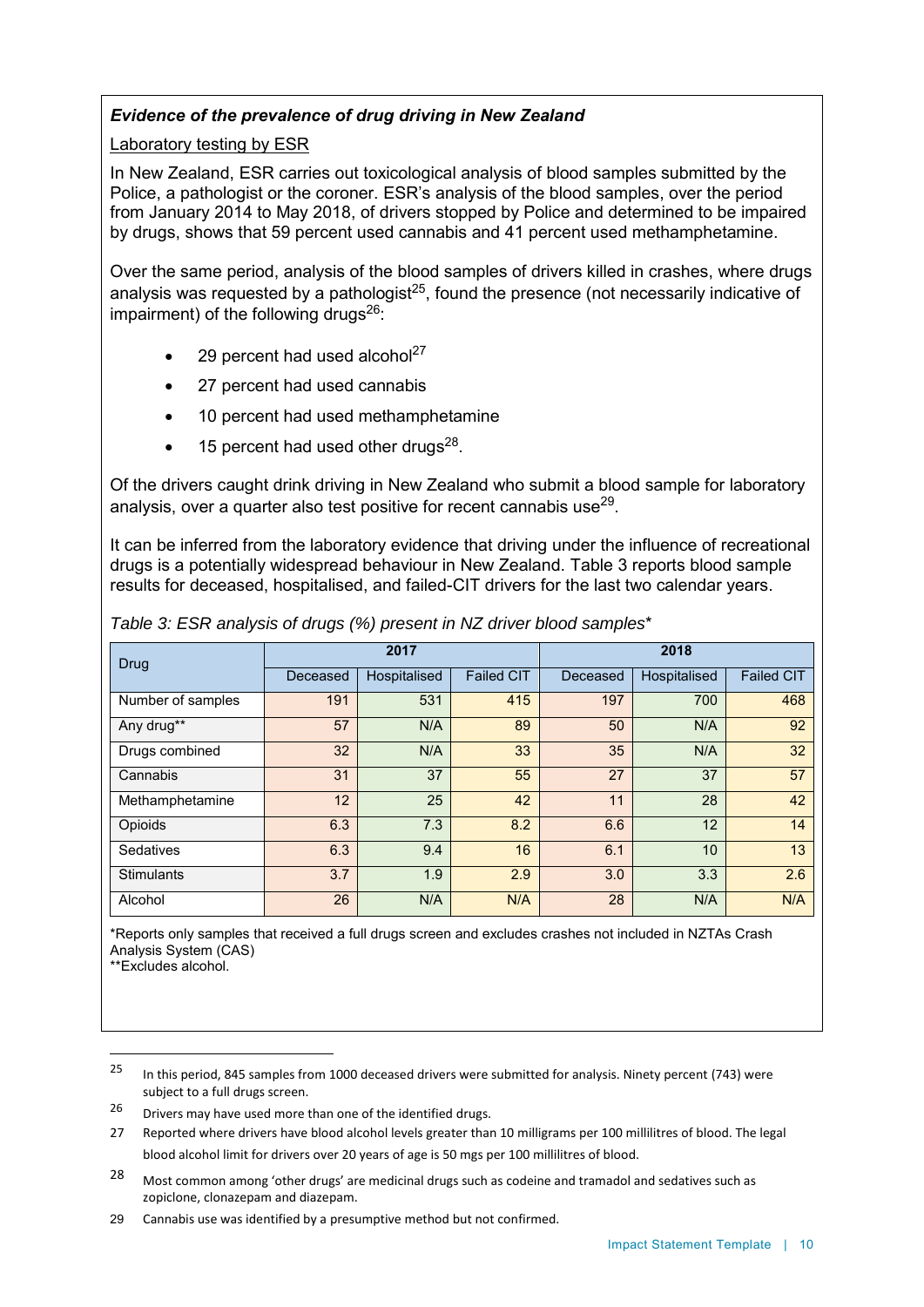***Evidence of the prevalence of drug driving in New Zealand***

Laboratory testing by ESR

In New Zealand, ESR carries out toxicological analysis of blood samples submitted by the Police, a pathologist or the coroner. ESR's analysis of the blood samples, over the period from January 2014 to May 2018, of drivers stopped by Police and determined to be impaired by drugs, shows that 59 percent used cannabis and 41 percent used methamphetamine.

Over the same period, analysis of the blood samples of drivers killed in crashes, where drugs analysis was requested by a pathologist[25], found the presence (not necessarily indicative of impairment) of the following drugs[26]:

- 29 percent had used alcohol[27]
- 27 percent had used cannabis
- 10 percent had used methamphetamine
- 15 percent had used other drugs[28].

Of the drivers caught drink driving in New Zealand who submit a blood sample for laboratory analysis, over a quarter also test positive for recent cannabis use[29].

It can be inferred from the laboratory evidence that driving under the influence of recreational drugs is a potentially widespread behaviour in New Zealand. Table 3 reports blood sample results for deceased, hospitalised, and failed-CIT drivers for the last two calendar years.

*Table 3: ESR analysis of drugs (%) present in NZ driver blood samples**

| Drug | 2017 | | | 2018 | | |
|---|---|---|---|---|---|---|
| | Deceased | Hospitalised | Failed CIT | Deceased | Hospitalised | Failed CIT |
| Number of samples | 191 | 531 | 415 | 197 | 700 | 468 |
| Any drug** | 57 | N/A | 89 | 50 | N/A | 92 |
| Drugs combined | 32 | N/A | 33 | 35 | N/A | 32 |
| Cannabis | 31 | 37 | 55 | 27 | 37 | 57 |
| Methamphetamine | 12 | 25 | 42 | 11 | 28 | 42 |
| Opioids | 6.3 | 7.3 | 8.2 | 6.6 | 12 | 14 |
| Sedatives | 6.3 | 9.4 | 16 | 6.1 | 10 | 13 |
| Stimulants | 3.7 | 1.9 | 2.9 | 3.0 | 3.3 | 2.6 |
| Alcohol | 26 | N/A | N/A | 28 | N/A | N/A |

*Reports only samples that received a full drugs screen and excludes crashes not included in NZTAs Crash Analysis System (CAS)
**Excludes alcohol.

---

25 In this period, 845 samples from 1000 deceased drivers were submitted for analysis. Ninety percent (743) were subject to a full drugs screen.

26 Drivers may have used more than one of the identified drugs.

27 Reported where drivers have blood alcohol levels greater than 10 milligrams per 100 millilitres of blood. The legal blood alcohol limit for drivers over 20 years of age is 50 mgs per 100 millilitres of blood.

28 Most common among 'other drugs' are medicinal drugs such as codeine and tramadol and sedatives such as zopiclone, clonazepam and diazepam.

29 Cannabis use was identified by a presumptive method but not confirmed.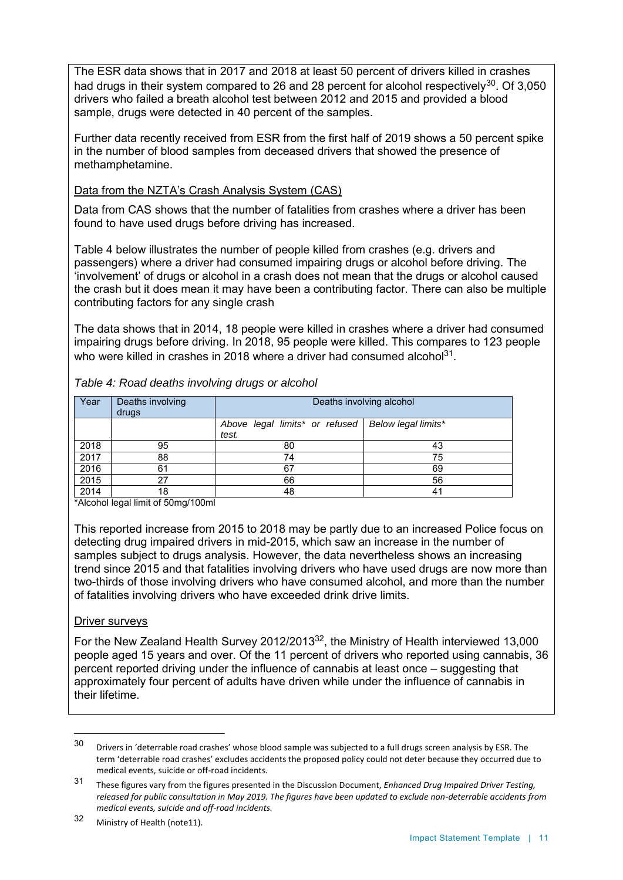The ESR data shows that in 2017 and 2018 at least 50 percent of drivers killed in crashes had drugs in their system compared to 26 and 28 percent for alcohol respectively[30]. Of 3,050 drivers who failed a breath alcohol test between 2012 and 2015 and provided a blood sample, drugs were detected in 40 percent of the samples.

Further data recently received from ESR from the first half of 2019 shows a 50 percent spike in the number of blood samples from deceased drivers that showed the presence of methamphetamine.

Data from the NZTA's Crash Analysis System (CAS)

Data from CAS shows that the number of fatalities from crashes where a driver has been found to have used drugs before driving has increased.

Table 4 below illustrates the number of people killed from crashes (e.g. drivers and passengers) where a driver had consumed impairing drugs or alcohol before driving. The 'involvement' of drugs or alcohol in a crash does not mean that the drugs or alcohol caused the crash but it does mean it may have been a contributing factor. There can also be multiple contributing factors for any single crash

The data shows that in 2014, 18 people were killed in crashes where a driver had consumed impairing drugs before driving. In 2018, 95 people were killed. This compares to 123 people who were killed in crashes in 2018 where a driver had consumed alcohol[31].

*Table 4: Road deaths involving drugs or alcohol*

| Year | Deaths involving drugs | Deaths involving alcohol | |
|---|---|---|---|
| | | *Above legal limits* or refused test.* | *Below legal limits** |
| 2018 | 95 | 80 | 43 |
| 2017 | 88 | 74 | 75 |
| 2016 | 61 | 67 | 69 |
| 2015 | 27 | 66 | 56 |
| 2014 | 18 | 48 | 41 |

*Alcohol legal limit of 50mg/100ml

This reported increase from 2015 to 2018 may be partly due to an increased Police focus on detecting drug impaired drivers in mid-2015, which saw an increase in the number of samples subject to drugs analysis. However, the data nevertheless shows an increasing trend since 2015 and that fatalities involving drivers who have used drugs are now more than two-thirds of those involving drivers who have consumed alcohol, and more than the number of fatalities involving drivers who have exceeded drink drive limits.

Driver surveys

For the New Zealand Health Survey 2012/2013[32], the Ministry of Health interviewed 13,000 people aged 15 years and over. Of the 11 percent of drivers who reported using cannabis, 36 percent reported driving under the influence of cannabis at least once – suggesting that approximately four percent of adults have driven while under the influence of cannabis in their lifetime.

---

[30] Drivers in 'deterrable road crashes' whose blood sample was subjected to a full drugs screen analysis by ESR. The term 'deterrable road crashes' excludes accidents the proposed policy could not deter because they occurred due to medical events, suicide or off-road incidents.

[31] These figures vary from the figures presented in the Discussion Document, *Enhanced Drug Impaired Driver Testing, released for public consultation in May 2019. The figures have been updated to exclude non-deterrable accidents from medical events, suicide and off-road incidents.*

[32] Ministry of Health (note11).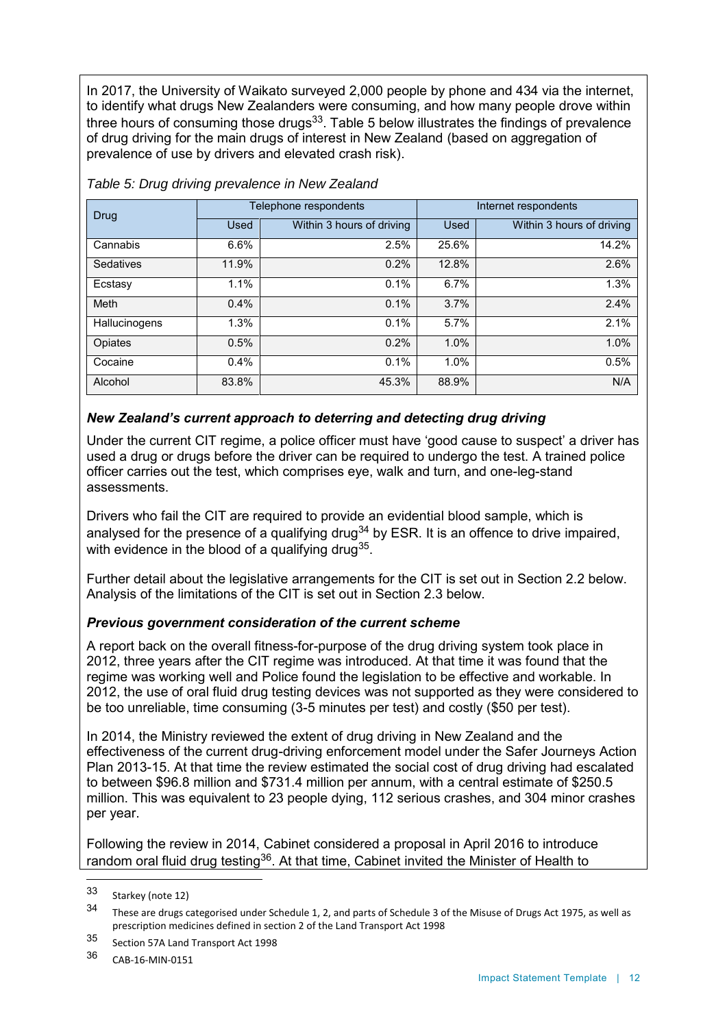In 2017, the University of Waikato surveyed 2,000 people by phone and 434 via the internet, to identify what drugs New Zealanders were consuming, and how many people drove within three hours of consuming those drugs[33]. Table 5 below illustrates the findings of prevalence of drug driving for the main drugs of interest in New Zealand (based on aggregation of prevalence of use by drivers and elevated crash risk).

*Table 5: Drug driving prevalence in New Zealand*

| Drug | Telephone respondents | | Internet respondents | |
|---|---|---|---|---|
| | Used | Within 3 hours of driving | Used | Within 3 hours of driving |
| Cannabis | 6.6% | 2.5% | 25.6% | 14.2% |
| Sedatives | 11.9% | 0.2% | 12.8% | 2.6% |
| Ecstasy | 1.1% | 0.1% | 6.7% | 1.3% |
| Meth | 0.4% | 0.1% | 3.7% | 2.4% |
| Hallucinogens | 1.3% | 0.1% | 5.7% | 2.1% |
| Opiates | 0.5% | 0.2% | 1.0% | 1.0% |
| Cocaine | 0.4% | 0.1% | 1.0% | 0.5% |
| Alcohol | 83.8% | 45.3% | 88.9% | N/A |

### *New Zealand's current approach to deterring and detecting drug driving*

Under the current CIT regime, a police officer must have 'good cause to suspect' a driver has used a drug or drugs before the driver can be required to undergo the test. A trained police officer carries out the test, which comprises eye, walk and turn, and one-leg-stand assessments.

Drivers who fail the CIT are required to provide an evidential blood sample, which is analysed for the presence of a qualifying drug[34] by ESR. It is an offence to drive impaired, with evidence in the blood of a qualifying drug[35].

Further detail about the legislative arrangements for the CIT is set out in Section 2.2 below. Analysis of the limitations of the CIT is set out in Section 2.3 below.

### *Previous government consideration of the current scheme*

A report back on the overall fitness-for-purpose of the drug driving system took place in 2012, three years after the CIT regime was introduced. At that time it was found that the regime was working well and Police found the legislation to be effective and workable. In 2012, the use of oral fluid drug testing devices was not supported as they were considered to be too unreliable, time consuming (3-5 minutes per test) and costly ($50 per test).

In 2014, the Ministry reviewed the extent of drug driving in New Zealand and the effectiveness of the current drug-driving enforcement model under the Safer Journeys Action Plan 2013-15. At that time the review estimated the social cost of drug driving had escalated to between $96.8 million and $731.4 million per annum, with a central estimate of $250.5 million. This was equivalent to 23 people dying, 112 serious crashes, and 304 minor crashes per year.

Following the review in 2014, Cabinet considered a proposal in April 2016 to introduce random oral fluid drug testing[36]. At that time, Cabinet invited the Minister of Health to

---

[33] Starkey (note 12)

[34] These are drugs categorised under Schedule 1, 2, and parts of Schedule 3 of the Misuse of Drugs Act 1975, as well as prescription medicines defined in section 2 of the Land Transport Act 1998

[35] Section 57A Land Transport Act 1998

[36] CAB-16-MIN-0151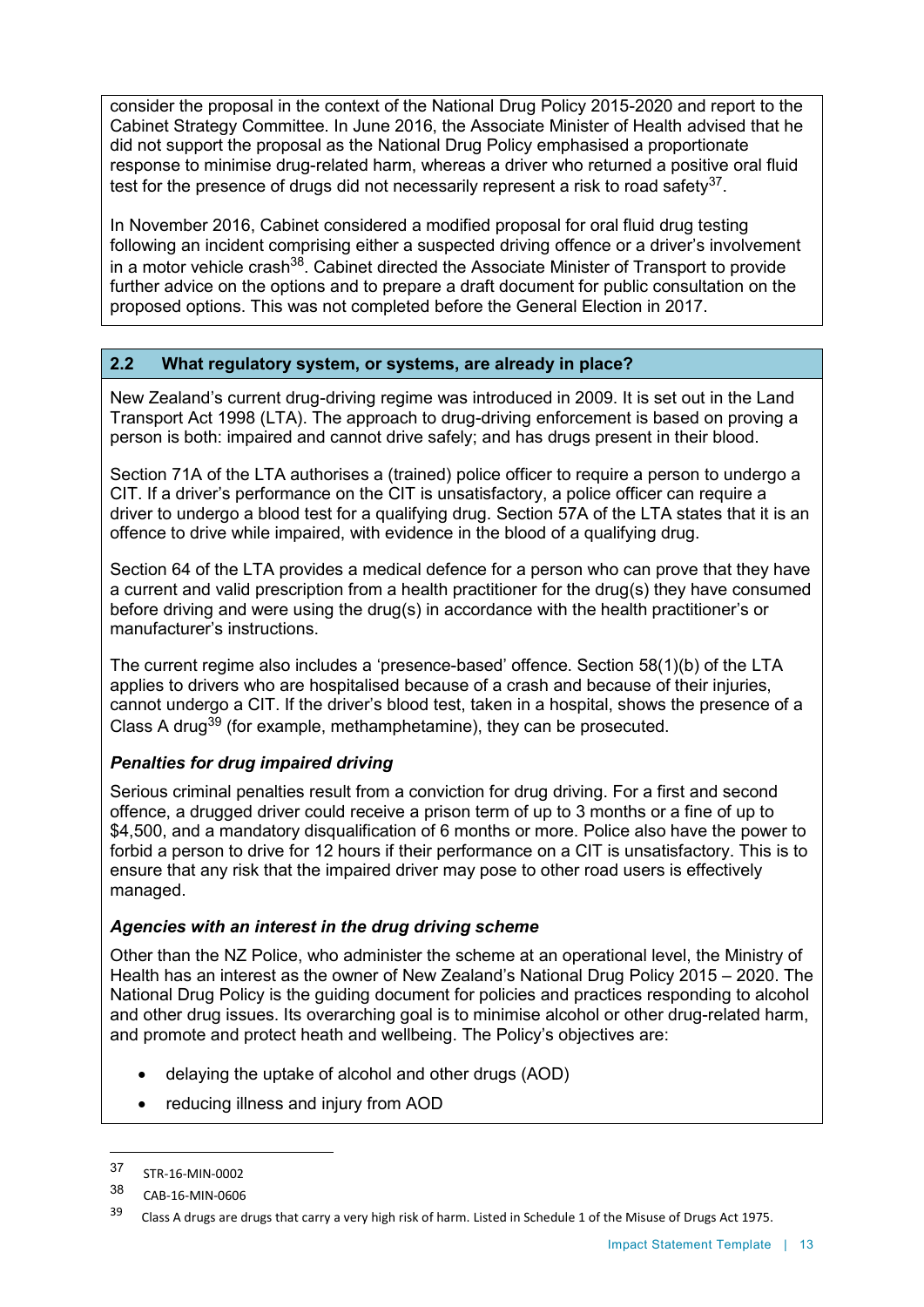consider the proposal in the context of the National Drug Policy 2015-2020 and report to the Cabinet Strategy Committee. In June 2016, the Associate Minister of Health advised that he did not support the proposal as the National Drug Policy emphasised a proportionate response to minimise drug-related harm, whereas a driver who returned a positive oral fluid test for the presence of drugs did not necessarily represent a risk to road safety[37].

In November 2016, Cabinet considered a modified proposal for oral fluid drug testing following an incident comprising either a suspected driving offence or a driver's involvement in a motor vehicle crash[38]. Cabinet directed the Associate Minister of Transport to provide further advice on the options and to prepare a draft document for public consultation on the proposed options. This was not completed before the General Election in 2017.

## 2.2 What regulatory system, or systems, are already in place?

New Zealand's current drug-driving regime was introduced in 2009. It is set out in the Land Transport Act 1998 (LTA). The approach to drug-driving enforcement is based on proving a person is both: impaired and cannot drive safely; and has drugs present in their blood.

Section 71A of the LTA authorises a (trained) police officer to require a person to undergo a CIT. If a driver's performance on the CIT is unsatisfactory, a police officer can require a driver to undergo a blood test for a qualifying drug. Section 57A of the LTA states that it is an offence to drive while impaired, with evidence in the blood of a qualifying drug.

Section 64 of the LTA provides a medical defence for a person who can prove that they have a current and valid prescription from a health practitioner for the drug(s) they have consumed before driving and were using the drug(s) in accordance with the health practitioner's or manufacturer's instructions.

The current regime also includes a 'presence-based' offence. Section 58(1)(b) of the LTA applies to drivers who are hospitalised because of a crash and because of their injuries, cannot undergo a CIT. If the driver's blood test, taken in a hospital, shows the presence of a Class A drug[39] (for example, methamphetamine), they can be prosecuted.

### *Penalties for drug impaired driving*

Serious criminal penalties result from a conviction for drug driving. For a first and second offence, a drugged driver could receive a prison term of up to 3 months or a fine of up to $4,500, and a mandatory disqualification of 6 months or more. Police also have the power to forbid a person to drive for 12 hours if their performance on a CIT is unsatisfactory. This is to ensure that any risk that the impaired driver may pose to other road users is effectively managed.

### *Agencies with an interest in the drug driving scheme*

Other than the NZ Police, who administer the scheme at an operational level, the Ministry of Health has an interest as the owner of New Zealand's National Drug Policy 2015 – 2020. The National Drug Policy is the guiding document for policies and practices responding to alcohol and other drug issues. Its overarching goal is to minimise alcohol or other drug-related harm, and promote and protect heath and wellbeing. The Policy's objectives are:

- delaying the uptake of alcohol and other drugs (AOD)
- reducing illness and injury from AOD

---

37 STR-16-MIN-0002

38 CAB-16-MIN-0606

39 Class A drugs are drugs that carry a very high risk of harm. Listed in Schedule 1 of the Misuse of Drugs Act 1975.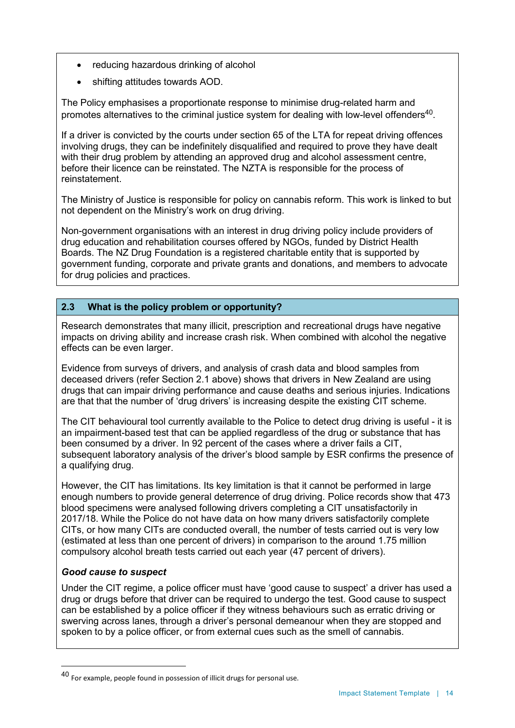- reducing hazardous drinking of alcohol
- shifting attitudes towards AOD.

The Policy emphasises a proportionate response to minimise drug-related harm and promotes alternatives to the criminal justice system for dealing with low-level offenders[40].

If a driver is convicted by the courts under section 65 of the LTA for repeat driving offences involving drugs, they can be indefinitely disqualified and required to prove they have dealt with their drug problem by attending an approved drug and alcohol assessment centre, before their licence can be reinstated. The NZTA is responsible for the process of reinstatement.

The Ministry of Justice is responsible for policy on cannabis reform. This work is linked to but not dependent on the Ministry's work on drug driving.

Non-government organisations with an interest in drug driving policy include providers of drug education and rehabilitation courses offered by NGOs, funded by District Health Boards. The NZ Drug Foundation is a registered charitable entity that is supported by government funding, corporate and private grants and donations, and members to advocate for drug policies and practices.

## 2.3 What is the policy problem or opportunity?

Research demonstrates that many illicit, prescription and recreational drugs have negative impacts on driving ability and increase crash risk. When combined with alcohol the negative effects can be even larger.

Evidence from surveys of drivers, and analysis of crash data and blood samples from deceased drivers (refer Section 2.1 above) shows that drivers in New Zealand are using drugs that can impair driving performance and cause deaths and serious injuries. Indications are that that the number of 'drug drivers' is increasing despite the existing CIT scheme.

The CIT behavioural tool currently available to the Police to detect drug driving is useful - it is an impairment-based test that can be applied regardless of the drug or substance that has been consumed by a driver. In 92 percent of the cases where a driver fails a CIT, subsequent laboratory analysis of the driver's blood sample by ESR confirms the presence of a qualifying drug.

However, the CIT has limitations. Its key limitation is that it cannot be performed in large enough numbers to provide general deterrence of drug driving. Police records show that 473 blood specimens were analysed following drivers completing a CIT unsatisfactorily in 2017/18. While the Police do not have data on how many drivers satisfactorily complete CITs, or how many CITs are conducted overall, the number of tests carried out is very low (estimated at less than one percent of drivers) in comparison to the around 1.75 million compulsory alcohol breath tests carried out each year (47 percent of drivers).

***Good cause to suspect***

Under the CIT regime, a police officer must have 'good cause to suspect' a driver has used a drug or drugs before that driver can be required to undergo the test. Good cause to suspect can be established by a police officer if they witness behaviours such as erratic driving or swerving across lanes, through a driver's personal demeanour when they are stopped and spoken to by a police officer, or from external cues such as the smell of cannabis.

---

[40] For example, people found in possession of illicit drugs for personal use.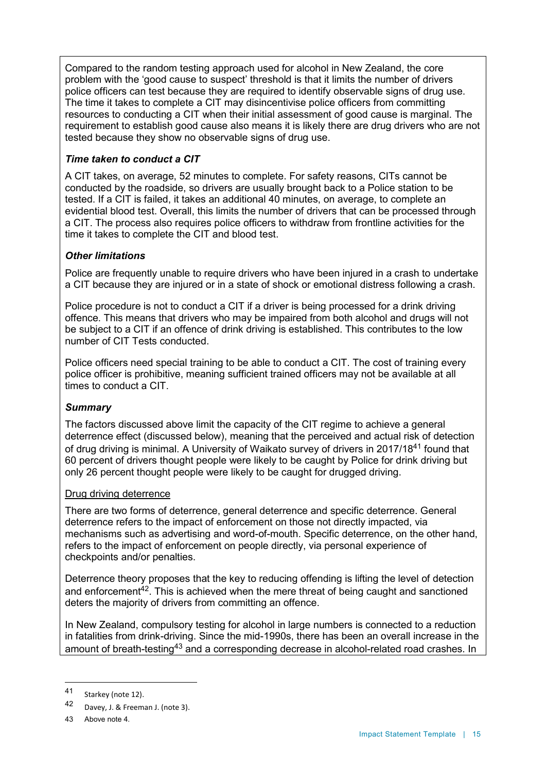Compared to the random testing approach used for alcohol in New Zealand, the core problem with the 'good cause to suspect' threshold is that it limits the number of drivers police officers can test because they are required to identify observable signs of drug use. The time it takes to complete a CIT may disincentivise police officers from committing resources to conducting a CIT when their initial assessment of good cause is marginal. The requirement to establish good cause also means it is likely there are drug drivers who are not tested because they show no observable signs of drug use.

***Time taken to conduct a CIT***

A CIT takes, on average, 52 minutes to complete. For safety reasons, CITs cannot be conducted by the roadside, so drivers are usually brought back to a Police station to be tested. If a CIT is failed, it takes an additional 40 minutes, on average, to complete an evidential blood test. Overall, this limits the number of drivers that can be processed through a CIT. The process also requires police officers to withdraw from frontline activities for the time it takes to complete the CIT and blood test.

***Other limitations***

Police are frequently unable to require drivers who have been injured in a crash to undertake a CIT because they are injured or in a state of shock or emotional distress following a crash.

Police procedure is not to conduct a CIT if a driver is being processed for a drink driving offence. This means that drivers who may be impaired from both alcohol and drugs will not be subject to a CIT if an offence of drink driving is established. This contributes to the low number of CIT Tests conducted.

Police officers need special training to be able to conduct a CIT. The cost of training every police officer is prohibitive, meaning sufficient trained officers may not be available at all times to conduct a CIT.

***Summary***

The factors discussed above limit the capacity of the CIT regime to achieve a general deterrence effect (discussed below), meaning that the perceived and actual risk of detection of drug driving is minimal. A University of Waikato survey of drivers in 2017/18[41] found that 60 percent of drivers thought people were likely to be caught by Police for drink driving but only 26 percent thought people were likely to be caught for drugged driving.

<u>Drug driving deterrence</u>

There are two forms of deterrence, general deterrence and specific deterrence. General deterrence refers to the impact of enforcement on those not directly impacted, via mechanisms such as advertising and word-of-mouth. Specific deterrence, on the other hand, refers to the impact of enforcement on people directly, via personal experience of checkpoints and/or penalties.

Deterrence theory proposes that the key to reducing offending is lifting the level of detection and enforcement[42]. This is achieved when the mere threat of being caught and sanctioned deters the majority of drivers from committing an offence.

In New Zealand, compulsory testing for alcohol in large numbers is connected to a reduction in fatalities from drink-driving. Since the mid-1990s, there has been an overall increase in the amount of breath-testing[43] and a corresponding decrease in alcohol-related road crashes. In

---

41 Starkey (note 12).

42 Davey, J. & Freeman J. (note 3).

43 Above note 4.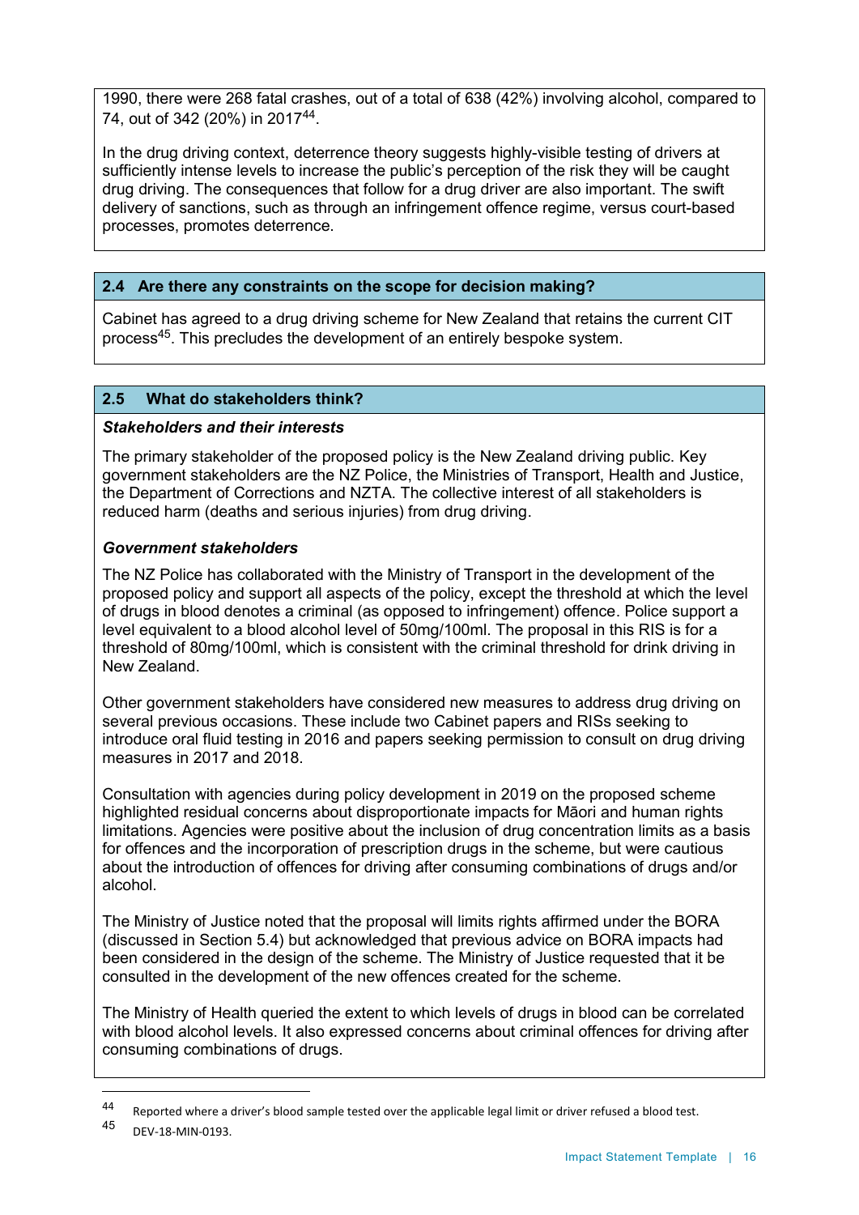1990, there were 268 fatal crashes, out of a total of 638 (42%) involving alcohol, compared to 74, out of 342 (20%) in 2017[44].

In the drug driving context, deterrence theory suggests highly-visible testing of drivers at sufficiently intense levels to increase the public's perception of the risk they will be caught drug driving. The consequences that follow for a drug driver are also important. The swift delivery of sanctions, such as through an infringement offence regime, versus court-based processes, promotes deterrence.

### 2.4 Are there any constraints on the scope for decision making?

Cabinet has agreed to a drug driving scheme for New Zealand that retains the current CIT process[45]. This precludes the development of an entirely bespoke system.

### 2.5 What do stakeholders think?

***Stakeholders and their interests***

The primary stakeholder of the proposed policy is the New Zealand driving public. Key government stakeholders are the NZ Police, the Ministries of Transport, Health and Justice, the Department of Corrections and NZTA. The collective interest of all stakeholders is reduced harm (deaths and serious injuries) from drug driving.

***Government stakeholders***

The NZ Police has collaborated with the Ministry of Transport in the development of the proposed policy and support all aspects of the policy, except the threshold at which the level of drugs in blood denotes a criminal (as opposed to infringement) offence. Police support a level equivalent to a blood alcohol level of 50mg/100ml. The proposal in this RIS is for a threshold of 80mg/100ml, which is consistent with the criminal threshold for drink driving in New Zealand.

Other government stakeholders have considered new measures to address drug driving on several previous occasions. These include two Cabinet papers and RISs seeking to introduce oral fluid testing in 2016 and papers seeking permission to consult on drug driving measures in 2017 and 2018.

Consultation with agencies during policy development in 2019 on the proposed scheme highlighted residual concerns about disproportionate impacts for Māori and human rights limitations. Agencies were positive about the inclusion of drug concentration limits as a basis for offences and the incorporation of prescription drugs in the scheme, but were cautious about the introduction of offences for driving after consuming combinations of drugs and/or alcohol.

The Ministry of Justice noted that the proposal will limits rights affirmed under the BORA (discussed in Section 5.4) but acknowledged that previous advice on BORA impacts had been considered in the design of the scheme. The Ministry of Justice requested that it be consulted in the development of the new offences created for the scheme.

The Ministry of Health queried the extent to which levels of drugs in blood can be correlated with blood alcohol levels. It also expressed concerns about criminal offences for driving after consuming combinations of drugs.

---

[44] Reported where a driver's blood sample tested over the applicable legal limit or driver refused a blood test.

[45] DEV-18-MIN-0193.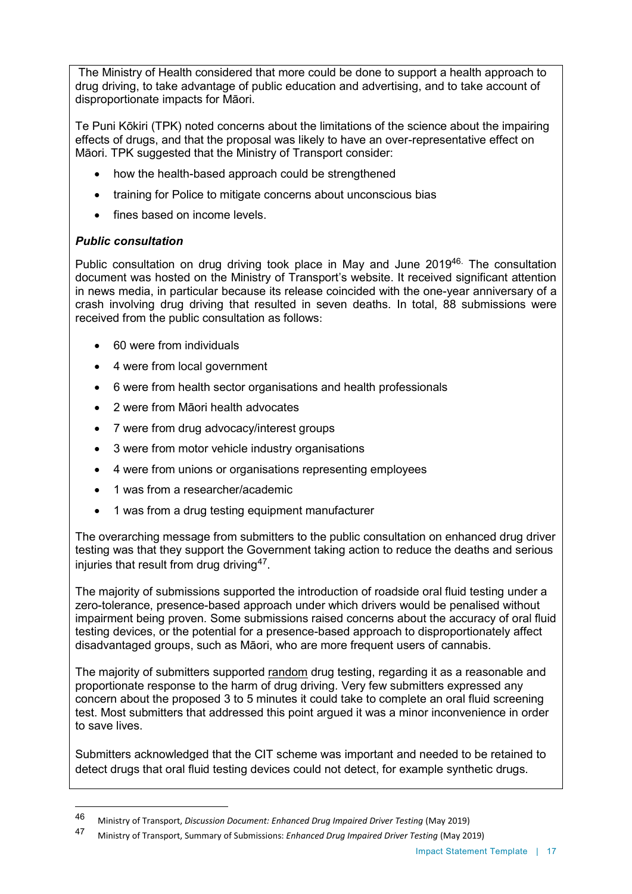The Ministry of Health considered that more could be done to support a health approach to drug driving, to take advantage of public education and advertising, and to take account of disproportionate impacts for Māori.

Te Puni Kōkiri (TPK) noted concerns about the limitations of the science about the impairing effects of drugs, and that the proposal was likely to have an over-representative effect on Māori. TPK suggested that the Ministry of Transport consider:

- how the health-based approach could be strengthened
- training for Police to mitigate concerns about unconscious bias
- fines based on income levels.

***Public consultation***

Public consultation on drug driving took place in May and June 2019[46]. The consultation document was hosted on the Ministry of Transport's website. It received significant attention in news media, in particular because its release coincided with the one-year anniversary of a crash involving drug driving that resulted in seven deaths. In total, 88 submissions were received from the public consultation as follows:

- 60 were from individuals
- 4 were from local government
- 6 were from health sector organisations and health professionals
- 2 were from Māori health advocates
- 7 were from drug advocacy/interest groups
- 3 were from motor vehicle industry organisations
- 4 were from unions or organisations representing employees
- 1 was from a researcher/academic
- 1 was from a drug testing equipment manufacturer

The overarching message from submitters to the public consultation on enhanced drug driver testing was that they support the Government taking action to reduce the deaths and serious injuries that result from drug driving[47].

The majority of submissions supported the introduction of roadside oral fluid testing under a zero-tolerance, presence-based approach under which drivers would be penalised without impairment being proven. Some submissions raised concerns about the accuracy of oral fluid testing devices, or the potential for a presence-based approach to disproportionately affect disadvantaged groups, such as Māori, who are more frequent users of cannabis.

The majority of submitters supported <u>random</u> drug testing, regarding it as a reasonable and proportionate response to the harm of drug driving. Very few submitters expressed any concern about the proposed 3 to 5 minutes it could take to complete an oral fluid screening test. Most submitters that addressed this point argued it was a minor inconvenience in order to save lives.

Submitters acknowledged that the CIT scheme was important and needed to be retained to detect drugs that oral fluid testing devices could not detect, for example synthetic drugs.

---

[46] Ministry of Transport, *Discussion Document: Enhanced Drug Impaired Driver Testing* (May 2019)

[47] Ministry of Transport, Summary of Submissions: *Enhanced Drug Impaired Driver Testing* (May 2019)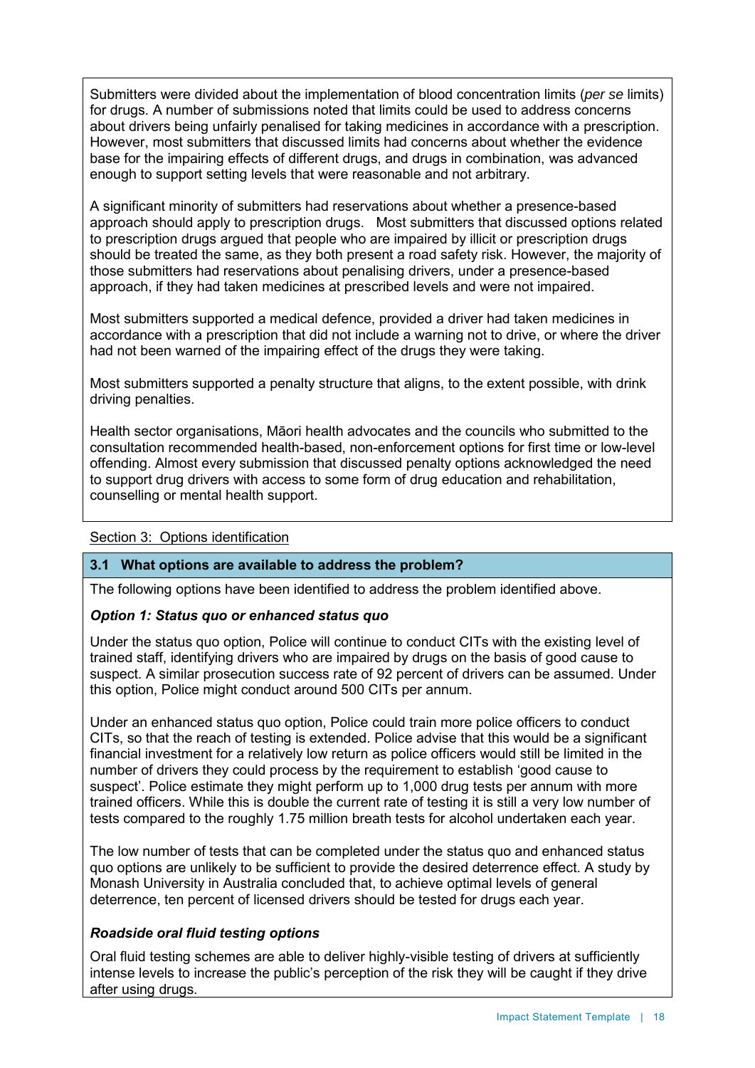Submitters were divided about the implementation of blood concentration limits (*per se* limits) for drugs. A number of submissions noted that limits could be used to address concerns about drivers being unfairly penalised for taking medicines in accordance with a prescription. However, most submitters that discussed limits had concerns about whether the evidence base for the impairing effects of different drugs, and drugs in combination, was advanced enough to support setting levels that were reasonable and not arbitrary.

A significant minority of submitters had reservations about whether a presence-based approach should apply to prescription drugs. Most submitters that discussed options related to prescription drugs argued that people who are impaired by illicit or prescription drugs should be treated the same, as they both present a road safety risk. However, the majority of those submitters had reservations about penalising drivers, under a presence-based approach, if they had taken medicines at prescribed levels and were not impaired.

Most submitters supported a medical defence, provided a driver had taken medicines in accordance with a prescription that did not include a warning not to drive, or where the driver had not been warned of the impairing effect of the drugs they were taking.

Most submitters supported a penalty structure that aligns, to the extent possible, with drink driving penalties.

Health sector organisations, Māori health advocates and the councils who submitted to the consultation recommended health-based, non-enforcement options for first time or low-level offending. Almost every submission that discussed penalty options acknowledged the need to support drug drivers with access to some form of drug education and rehabilitation, counselling or mental health support.

## Section 3: Options identification

### 3.1 What options are available to address the problem?

The following options have been identified to address the problem identified above.

***Option 1: Status quo or enhanced status quo***

Under the status quo option, Police will continue to conduct CITs with the existing level of trained staff, identifying drivers who are impaired by drugs on the basis of good cause to suspect. A similar prosecution success rate of 92 percent of drivers can be assumed. Under this option, Police might conduct around 500 CITs per annum.

Under an enhanced status quo option, Police could train more police officers to conduct CITs, so that the reach of testing is extended. Police advise that this would be a significant financial investment for a relatively low return as police officers would still be limited in the number of drivers they could process by the requirement to establish 'good cause to suspect'. Police estimate they might perform up to 1,000 drug tests per annum with more trained officers. While this is double the current rate of testing it is still a very low number of tests compared to the roughly 1.75 million breath tests for alcohol undertaken each year.

The low number of tests that can be completed under the status quo and enhanced status quo options are unlikely to be sufficient to provide the desired deterrence effect. A study by Monash University in Australia concluded that, to achieve optimal levels of general deterrence, ten percent of licensed drivers should be tested for drugs each year.

***Roadside oral fluid testing options***

Oral fluid testing schemes are able to deliver highly-visible testing of drivers at sufficiently intense levels to increase the public's perception of the risk they will be caught if they drive after using drugs.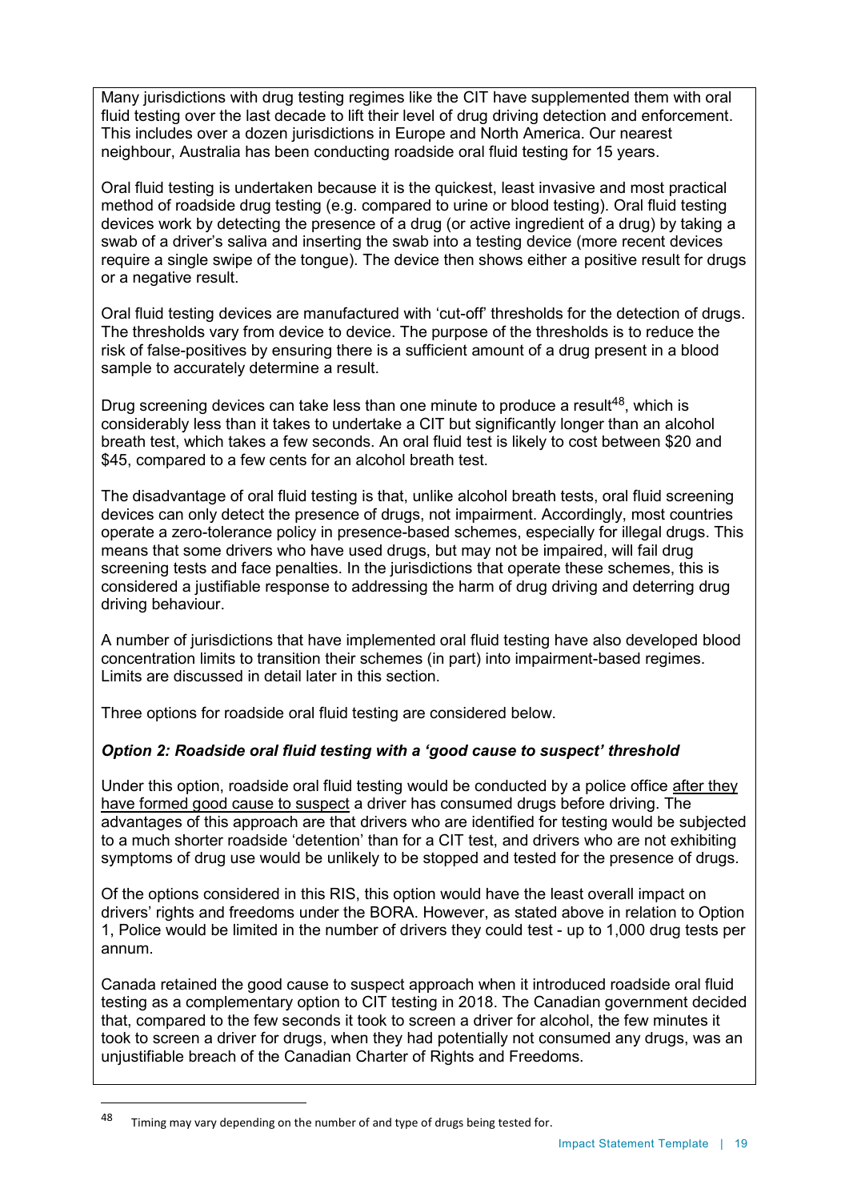Many jurisdictions with drug testing regimes like the CIT have supplemented them with oral fluid testing over the last decade to lift their level of drug driving detection and enforcement. This includes over a dozen jurisdictions in Europe and North America. Our nearest neighbour, Australia has been conducting roadside oral fluid testing for 15 years.

Oral fluid testing is undertaken because it is the quickest, least invasive and most practical method of roadside drug testing (e.g. compared to urine or blood testing). Oral fluid testing devices work by detecting the presence of a drug (or active ingredient of a drug) by taking a swab of a driver's saliva and inserting the swab into a testing device (more recent devices require a single swipe of the tongue). The device then shows either a positive result for drugs or a negative result.

Oral fluid testing devices are manufactured with 'cut-off' thresholds for the detection of drugs. The thresholds vary from device to device. The purpose of the thresholds is to reduce the risk of false-positives by ensuring there is a sufficient amount of a drug present in a blood sample to accurately determine a result.

Drug screening devices can take less than one minute to produce a result[48], which is considerably less than it takes to undertake a CIT but significantly longer than an alcohol breath test, which takes a few seconds. An oral fluid test is likely to cost between $20 and $45, compared to a few cents for an alcohol breath test.

The disadvantage of oral fluid testing is that, unlike alcohol breath tests, oral fluid screening devices can only detect the presence of drugs, not impairment. Accordingly, most countries operate a zero-tolerance policy in presence-based schemes, especially for illegal drugs. This means that some drivers who have used drugs, but may not be impaired, will fail drug screening tests and face penalties. In the jurisdictions that operate these schemes, this is considered a justifiable response to addressing the harm of drug driving and deterring drug driving behaviour.

A number of jurisdictions that have implemented oral fluid testing have also developed blood concentration limits to transition their schemes (in part) into impairment-based regimes. Limits are discussed in detail later in this section.

Three options for roadside oral fluid testing are considered below.

***Option 2: Roadside oral fluid testing with a 'good cause to suspect' threshold***

Under this option, roadside oral fluid testing would be conducted by a police office <u>after they have formed good cause to suspect</u> a driver has consumed drugs before driving. The advantages of this approach are that drivers who are identified for testing would be subjected to a much shorter roadside 'detention' than for a CIT test, and drivers who are not exhibiting symptoms of drug use would be unlikely to be stopped and tested for the presence of drugs.

Of the options considered in this RIS, this option would have the least overall impact on drivers' rights and freedoms under the BORA. However, as stated above in relation to Option 1, Police would be limited in the number of drivers they could test - up to 1,000 drug tests per annum.

Canada retained the good cause to suspect approach when it introduced roadside oral fluid testing as a complementary option to CIT testing in 2018. The Canadian government decided that, compared to the few seconds it took to screen a driver for alcohol, the few minutes it took to screen a driver for drugs, when they had potentially not consumed any drugs, was an unjustifiable breach of the Canadian Charter of Rights and Freedoms.

---

[48] Timing may vary depending on the number of and type of drugs being tested for.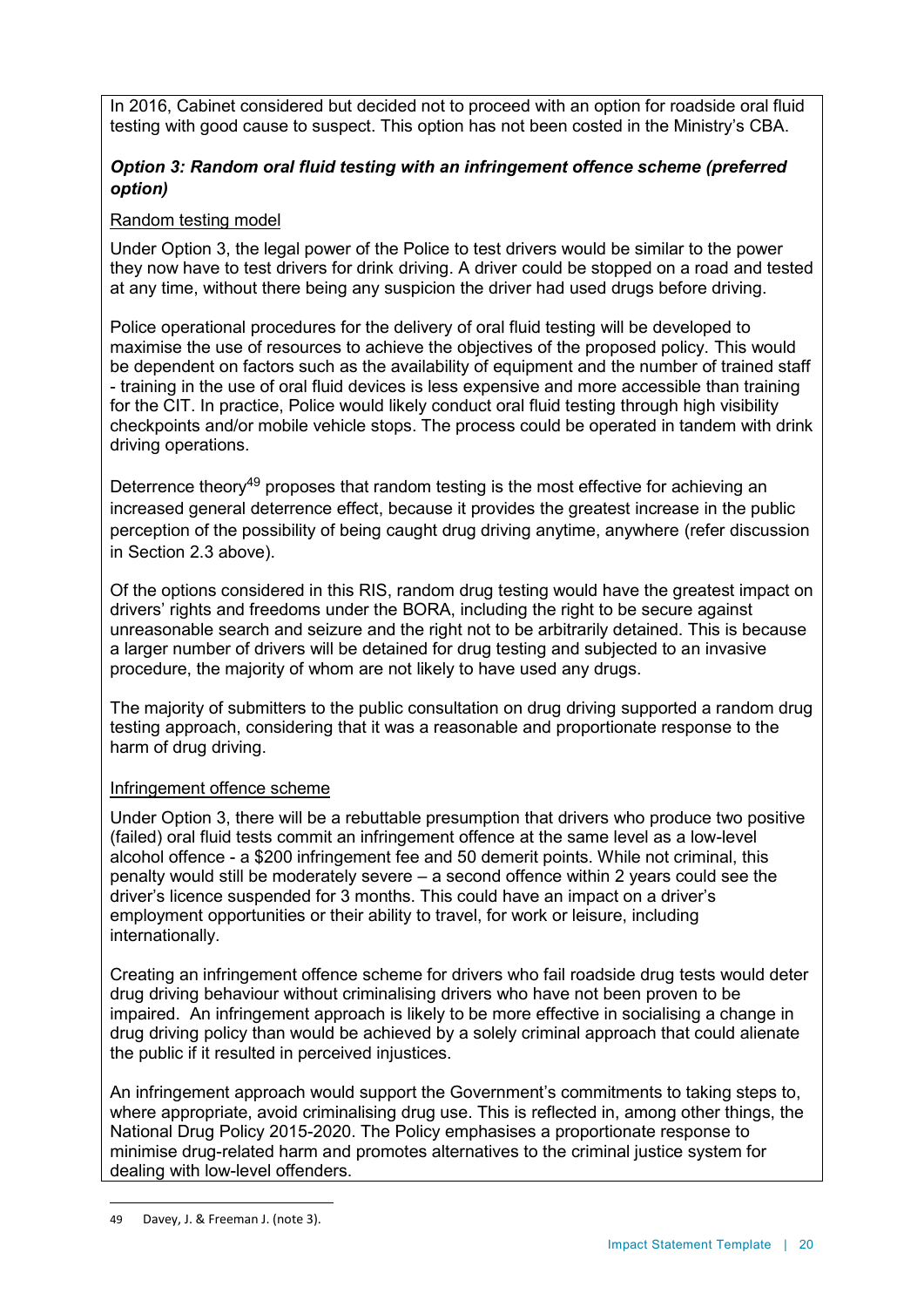In 2016, Cabinet considered but decided not to proceed with an option for roadside oral fluid testing with good cause to suspect. This option has not been costed in the Ministry's CBA.

***Option 3: Random oral fluid testing with an infringement offence scheme (preferred option)***

Random testing model

Under Option 3, the legal power of the Police to test drivers would be similar to the power they now have to test drivers for drink driving. A driver could be stopped on a road and tested at any time, without there being any suspicion the driver had used drugs before driving.

Police operational procedures for the delivery of oral fluid testing will be developed to maximise the use of resources to achieve the objectives of the proposed policy. This would be dependent on factors such as the availability of equipment and the number of trained staff - training in the use of oral fluid devices is less expensive and more accessible than training for the CIT. In practice, Police would likely conduct oral fluid testing through high visibility checkpoints and/or mobile vehicle stops. The process could be operated in tandem with drink driving operations.

Deterrence theory[49] proposes that random testing is the most effective for achieving an increased general deterrence effect, because it provides the greatest increase in the public perception of the possibility of being caught drug driving anytime, anywhere (refer discussion in Section 2.3 above).

Of the options considered in this RIS, random drug testing would have the greatest impact on drivers' rights and freedoms under the BORA, including the right to be secure against unreasonable search and seizure and the right not to be arbitrarily detained. This is because a larger number of drivers will be detained for drug testing and subjected to an invasive procedure, the majority of whom are not likely to have used any drugs.

The majority of submitters to the public consultation on drug driving supported a random drug testing approach, considering that it was a reasonable and proportionate response to the harm of drug driving.

Infringement offence scheme

Under Option 3, there will be a rebuttable presumption that drivers who produce two positive (failed) oral fluid tests commit an infringement offence at the same level as a low-level alcohol offence - a $200 infringement fee and 50 demerit points. While not criminal, this penalty would still be moderately severe – a second offence within 2 years could see the driver's licence suspended for 3 months. This could have an impact on a driver's employment opportunities or their ability to travel, for work or leisure, including internationally.

Creating an infringement offence scheme for drivers who fail roadside drug tests would deter drug driving behaviour without criminalising drivers who have not been proven to be impaired. An infringement approach is likely to be more effective in socialising a change in drug driving policy than would be achieved by a solely criminal approach that could alienate the public if it resulted in perceived injustices.

An infringement approach would support the Government's commitments to taking steps to, where appropriate, avoid criminalising drug use. This is reflected in, among other things, the National Drug Policy 2015-2020. The Policy emphasises a proportionate response to minimise drug-related harm and promotes alternatives to the criminal justice system for dealing with low-level offenders.

---

49 Davey, J. & Freeman J. (note 3).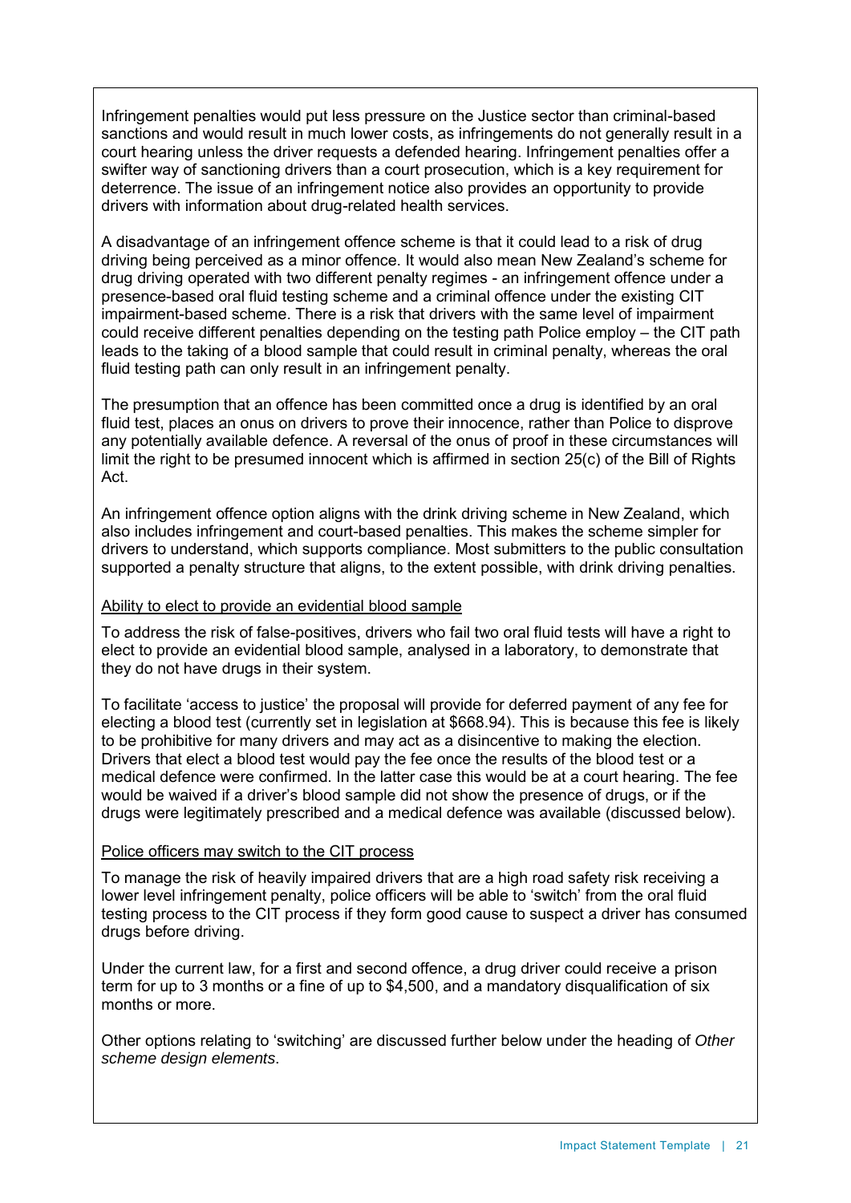Infringement penalties would put less pressure on the Justice sector than criminal-based sanctions and would result in much lower costs, as infringements do not generally result in a court hearing unless the driver requests a defended hearing. Infringement penalties offer a swifter way of sanctioning drivers than a court prosecution, which is a key requirement for deterrence. The issue of an infringement notice also provides an opportunity to provide drivers with information about drug-related health services.

A disadvantage of an infringement offence scheme is that it could lead to a risk of drug driving being perceived as a minor offence. It would also mean New Zealand's scheme for drug driving operated with two different penalty regimes - an infringement offence under a presence-based oral fluid testing scheme and a criminal offence under the existing CIT impairment-based scheme. There is a risk that drivers with the same level of impairment could receive different penalties depending on the testing path Police employ – the CIT path leads to the taking of a blood sample that could result in criminal penalty, whereas the oral fluid testing path can only result in an infringement penalty.

The presumption that an offence has been committed once a drug is identified by an oral fluid test, places an onus on drivers to prove their innocence, rather than Police to disprove any potentially available defence. A reversal of the onus of proof in these circumstances will limit the right to be presumed innocent which is affirmed in section 25(c) of the Bill of Rights Act.

An infringement offence option aligns with the drink driving scheme in New Zealand, which also includes infringement and court-based penalties. This makes the scheme simpler for drivers to understand, which supports compliance. Most submitters to the public consultation supported a penalty structure that aligns, to the extent possible, with drink driving penalties.

<u>Ability to elect to provide an evidential blood sample</u>

To address the risk of false-positives, drivers who fail two oral fluid tests will have a right to elect to provide an evidential blood sample, analysed in a laboratory, to demonstrate that they do not have drugs in their system.

To facilitate 'access to justice' the proposal will provide for deferred payment of any fee for electing a blood test (currently set in legislation at $668.94). This is because this fee is likely to be prohibitive for many drivers and may act as a disincentive to making the election. Drivers that elect a blood test would pay the fee once the results of the blood test or a medical defence were confirmed. In the latter case this would be at a court hearing. The fee would be waived if a driver's blood sample did not show the presence of drugs, or if the drugs were legitimately prescribed and a medical defence was available (discussed below).

<u>Police officers may switch to the CIT process</u>

To manage the risk of heavily impaired drivers that are a high road safety risk receiving a lower level infringement penalty, police officers will be able to 'switch' from the oral fluid testing process to the CIT process if they form good cause to suspect a driver has consumed drugs before driving.

Under the current law, for a first and second offence, a drug driver could receive a prison term for up to 3 months or a fine of up to $4,500, and a mandatory disqualification of six months or more.

Other options relating to 'switching' are discussed further below under the heading of *Other scheme design elements*.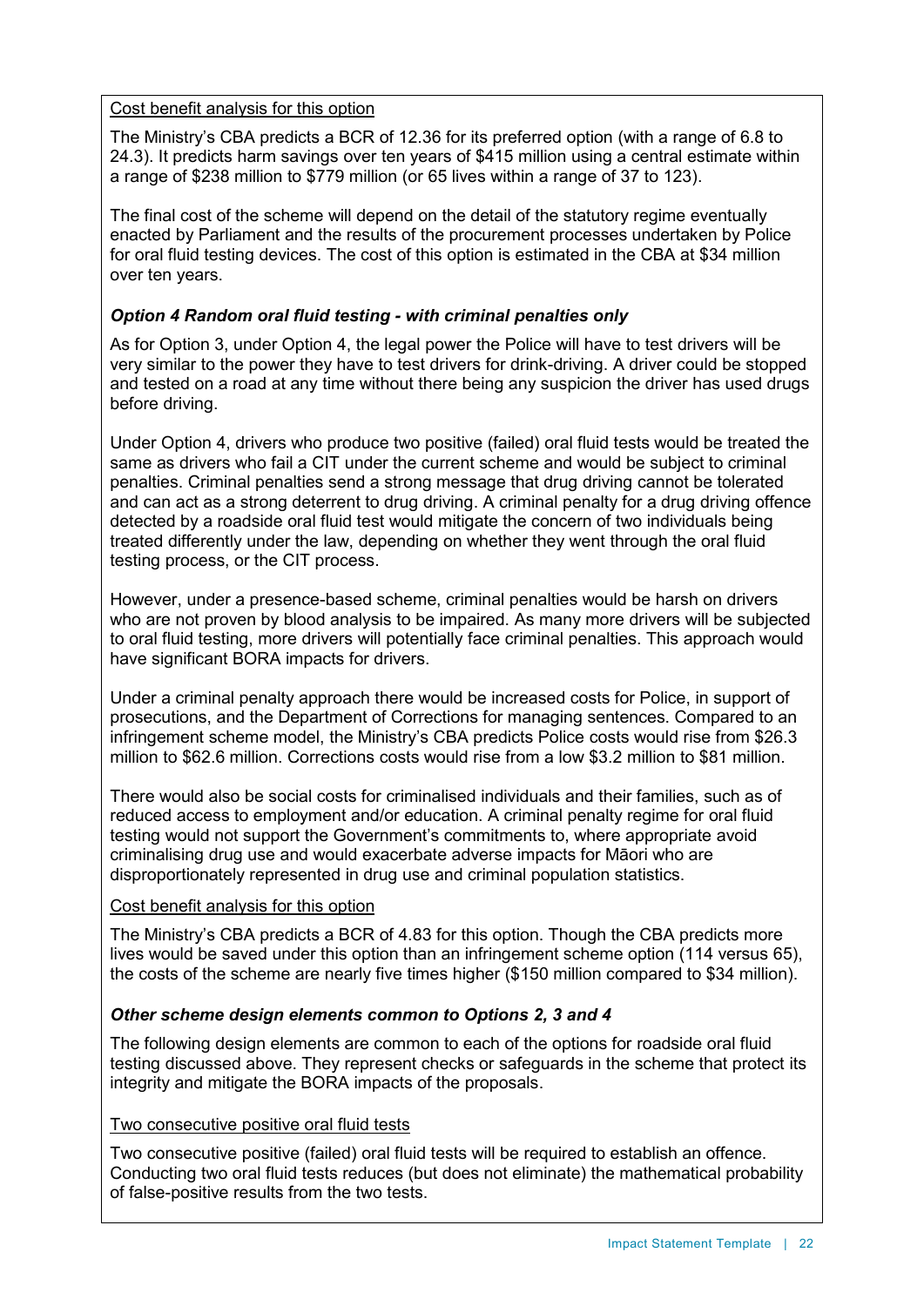Cost benefit analysis for this option

The Ministry's CBA predicts a BCR of 12.36 for its preferred option (with a range of 6.8 to 24.3). It predicts harm savings over ten years of $415 million using a central estimate within a range of $238 million to $779 million (or 65 lives within a range of 37 to 123).

The final cost of the scheme will depend on the detail of the statutory regime eventually enacted by Parliament and the results of the procurement processes undertaken by Police for oral fluid testing devices. The cost of this option is estimated in the CBA at $34 million over ten years.

***Option 4 Random oral fluid testing - with criminal penalties only***

As for Option 3, under Option 4, the legal power the Police will have to test drivers will be very similar to the power they have to test drivers for drink-driving. A driver could be stopped and tested on a road at any time without there being any suspicion the driver has used drugs before driving.

Under Option 4, drivers who produce two positive (failed) oral fluid tests would be treated the same as drivers who fail a CIT under the current scheme and would be subject to criminal penalties. Criminal penalties send a strong message that drug driving cannot be tolerated and can act as a strong deterrent to drug driving. A criminal penalty for a drug driving offence detected by a roadside oral fluid test would mitigate the concern of two individuals being treated differently under the law, depending on whether they went through the oral fluid testing process, or the CIT process.

However, under a presence-based scheme, criminal penalties would be harsh on drivers who are not proven by blood analysis to be impaired. As many more drivers will be subjected to oral fluid testing, more drivers will potentially face criminal penalties. This approach would have significant BORA impacts for drivers.

Under a criminal penalty approach there would be increased costs for Police, in support of prosecutions, and the Department of Corrections for managing sentences. Compared to an infringement scheme model, the Ministry's CBA predicts Police costs would rise from $26.3 million to $62.6 million. Corrections costs would rise from a low $3.2 million to $81 million.

There would also be social costs for criminalised individuals and their families, such as of reduced access to employment and/or education. A criminal penalty regime for oral fluid testing would not support the Government's commitments to, where appropriate avoid criminalising drug use and would exacerbate adverse impacts for Māori who are disproportionately represented in drug use and criminal population statistics.

Cost benefit analysis for this option

The Ministry's CBA predicts a BCR of 4.83 for this option. Though the CBA predicts more lives would be saved under this option than an infringement scheme option (114 versus 65), the costs of the scheme are nearly five times higher ($150 million compared to $34 million).

***Other scheme design elements common to Options 2, 3 and 4***

The following design elements are common to each of the options for roadside oral fluid testing discussed above. They represent checks or safeguards in the scheme that protect its integrity and mitigate the BORA impacts of the proposals.

Two consecutive positive oral fluid tests

Two consecutive positive (failed) oral fluid tests will be required to establish an offence. Conducting two oral fluid tests reduces (but does not eliminate) the mathematical probability of false-positive results from the two tests.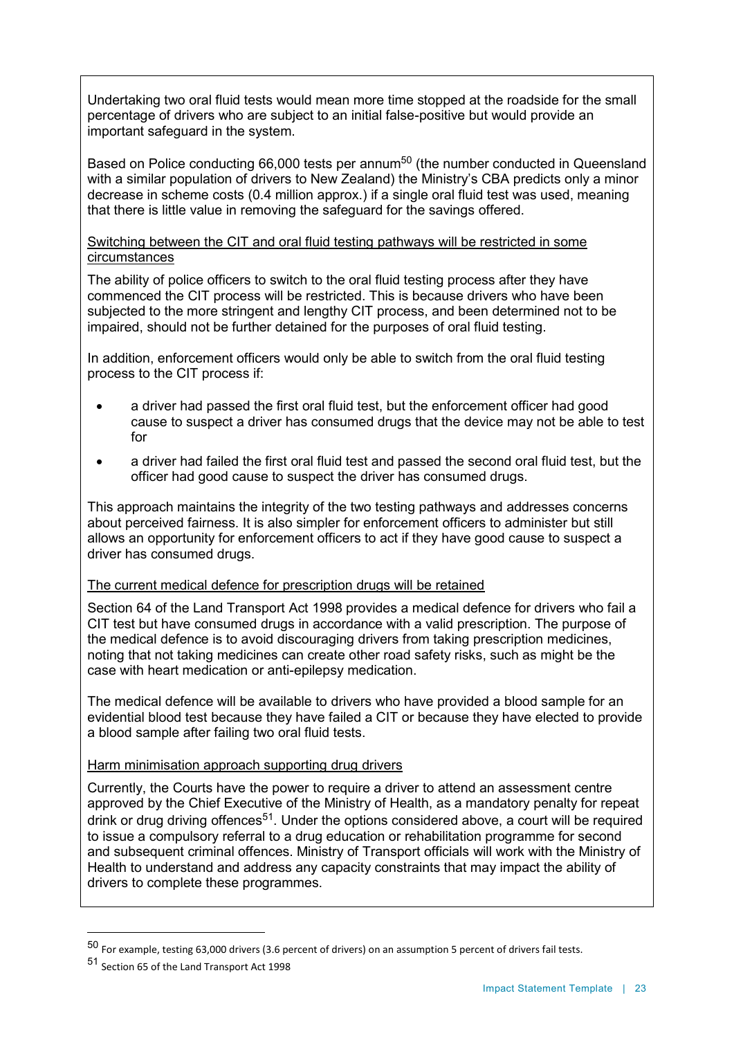Undertaking two oral fluid tests would mean more time stopped at the roadside for the small percentage of drivers who are subject to an initial false-positive but would provide an important safeguard in the system.

Based on Police conducting 66,000 tests per annum[50] (the number conducted in Queensland with a similar population of drivers to New Zealand) the Ministry's CBA predicts only a minor decrease in scheme costs (0.4 million approx.) if a single oral fluid test was used, meaning that there is little value in removing the safeguard for the savings offered.

Switching between the CIT and oral fluid testing pathways will be restricted in some circumstances

The ability of police officers to switch to the oral fluid testing process after they have commenced the CIT process will be restricted. This is because drivers who have been subjected to the more stringent and lengthy CIT process, and been determined not to be impaired, should not be further detained for the purposes of oral fluid testing.

In addition, enforcement officers would only be able to switch from the oral fluid testing process to the CIT process if:

- a driver had passed the first oral fluid test, but the enforcement officer had good cause to suspect a driver has consumed drugs that the device may not be able to test for
- a driver had failed the first oral fluid test and passed the second oral fluid test, but the officer had good cause to suspect the driver has consumed drugs.

This approach maintains the integrity of the two testing pathways and addresses concerns about perceived fairness. It is also simpler for enforcement officers to administer but still allows an opportunity for enforcement officers to act if they have good cause to suspect a driver has consumed drugs.

The current medical defence for prescription drugs will be retained

Section 64 of the Land Transport Act 1998 provides a medical defence for drivers who fail a CIT test but have consumed drugs in accordance with a valid prescription. The purpose of the medical defence is to avoid discouraging drivers from taking prescription medicines, noting that not taking medicines can create other road safety risks, such as might be the case with heart medication or anti-epilepsy medication.

The medical defence will be available to drivers who have provided a blood sample for an evidential blood test because they have failed a CIT or because they have elected to provide a blood sample after failing two oral fluid tests.

Harm minimisation approach supporting drug drivers

Currently, the Courts have the power to require a driver to attend an assessment centre approved by the Chief Executive of the Ministry of Health, as a mandatory penalty for repeat drink or drug driving offences[51]. Under the options considered above, a court will be required to issue a compulsory referral to a drug education or rehabilitation programme for second and subsequent criminal offences. Ministry of Transport officials will work with the Ministry of Health to understand and address any capacity constraints that may impact the ability of drivers to complete these programmes.

---

[50] For example, testing 63,000 drivers (3.6 percent of drivers) on an assumption 5 percent of drivers fail tests.

[51] Section 65 of the Land Transport Act 1998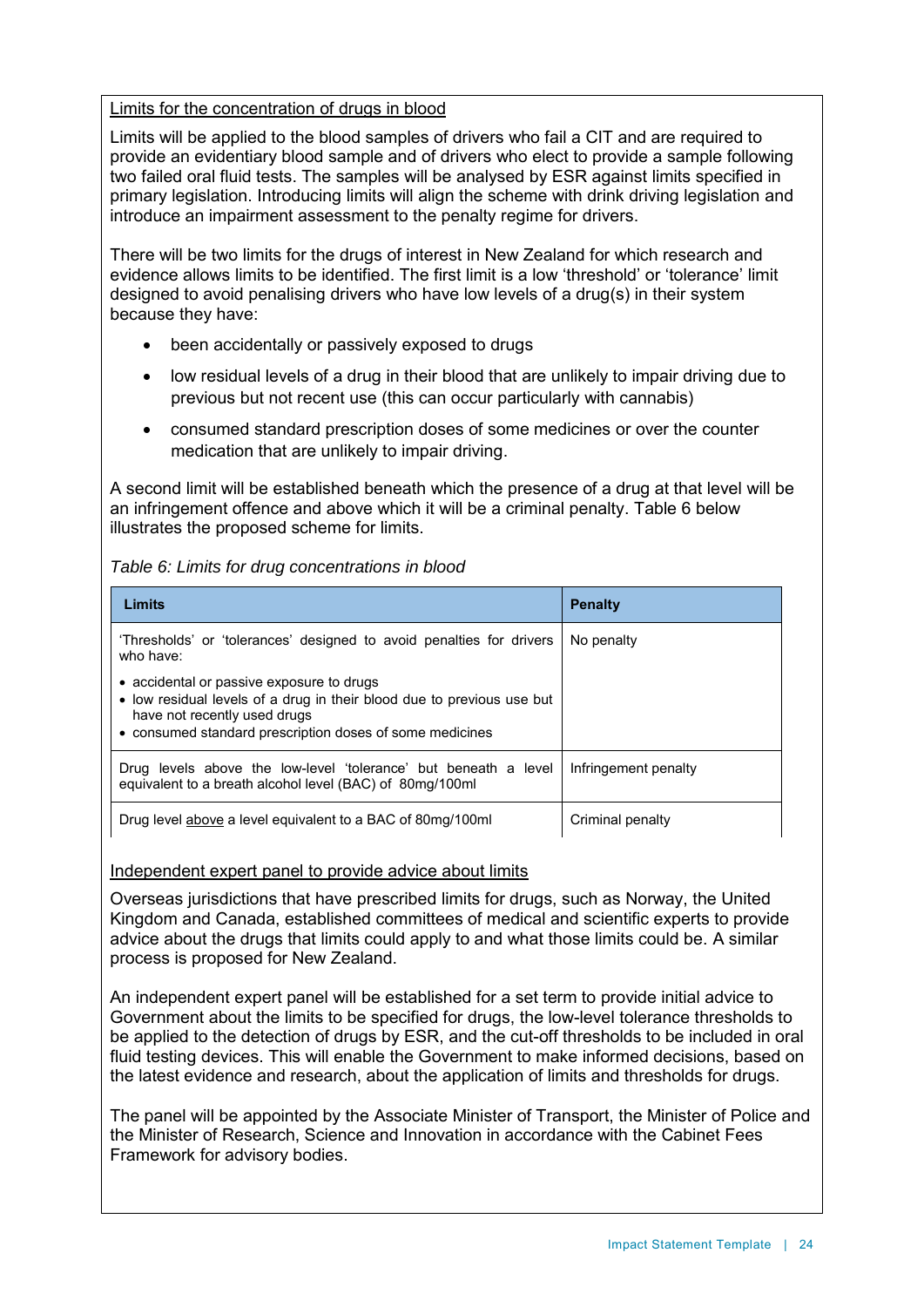Limits for the concentration of drugs in blood

Limits will be applied to the blood samples of drivers who fail a CIT and are required to provide an evidentiary blood sample and of drivers who elect to provide a sample following two failed oral fluid tests. The samples will be analysed by ESR against limits specified in primary legislation. Introducing limits will align the scheme with drink driving legislation and introduce an impairment assessment to the penalty regime for drivers.

There will be two limits for the drugs of interest in New Zealand for which research and evidence allows limits to be identified. The first limit is a low 'threshold' or 'tolerance' limit designed to avoid penalising drivers who have low levels of a drug(s) in their system because they have:

- been accidentally or passively exposed to drugs
- low residual levels of a drug in their blood that are unlikely to impair driving due to previous but not recent use (this can occur particularly with cannabis)
- consumed standard prescription doses of some medicines or over the counter medication that are unlikely to impair driving.

A second limit will be established beneath which the presence of a drug at that level will be an infringement offence and above which it will be a criminal penalty. Table 6 below illustrates the proposed scheme for limits.

*Table 6: Limits for drug concentrations in blood*

| Limits | Penalty |
|---|---|
| 'Thresholds' or 'tolerances' designed to avoid penalties for drivers who have:<br>• accidental or passive exposure to drugs<br>• low residual levels of a drug in their blood due to previous use but have not recently used drugs<br>• consumed standard prescription doses of some medicines | No penalty |
| Drug levels above the low-level 'tolerance' but beneath a level equivalent to a breath alcohol level (BAC) of 80mg/100ml | Infringement penalty |
| Drug level above a level equivalent to a BAC of 80mg/100ml | Criminal penalty |

Independent expert panel to provide advice about limits

Overseas jurisdictions that have prescribed limits for drugs, such as Norway, the United Kingdom and Canada, established committees of medical and scientific experts to provide advice about the drugs that limits could apply to and what those limits could be. A similar process is proposed for New Zealand.

An independent expert panel will be established for a set term to provide initial advice to Government about the limits to be specified for drugs, the low-level tolerance thresholds to be applied to the detection of drugs by ESR, and the cut-off thresholds to be included in oral fluid testing devices. This will enable the Government to make informed decisions, based on the latest evidence and research, about the application of limits and thresholds for drugs.

The panel will be appointed by the Associate Minister of Transport, the Minister of Police and the Minister of Research, Science and Innovation in accordance with the Cabinet Fees Framework for advisory bodies.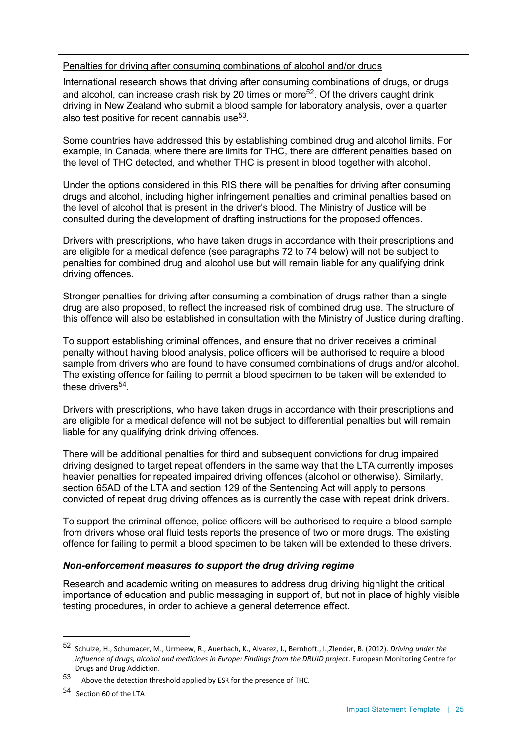Penalties for driving after consuming combinations of alcohol and/or drugs

International research shows that driving after consuming combinations of drugs, or drugs and alcohol, can increase crash risk by 20 times or more[52]. Of the drivers caught drink driving in New Zealand who submit a blood sample for laboratory analysis, over a quarter also test positive for recent cannabis use[53].

Some countries have addressed this by establishing combined drug and alcohol limits. For example, in Canada, where there are limits for THC, there are different penalties based on the level of THC detected, and whether THC is present in blood together with alcohol.

Under the options considered in this RIS there will be penalties for driving after consuming drugs and alcohol, including higher infringement penalties and criminal penalties based on the level of alcohol that is present in the driver's blood. The Ministry of Justice will be consulted during the development of drafting instructions for the proposed offences.

Drivers with prescriptions, who have taken drugs in accordance with their prescriptions and are eligible for a medical defence (see paragraphs 72 to 74 below) will not be subject to penalties for combined drug and alcohol use but will remain liable for any qualifying drink driving offences.

Stronger penalties for driving after consuming a combination of drugs rather than a single drug are also proposed, to reflect the increased risk of combined drug use. The structure of this offence will also be established in consultation with the Ministry of Justice during drafting.

To support establishing criminal offences, and ensure that no driver receives a criminal penalty without having blood analysis, police officers will be authorised to require a blood sample from drivers who are found to have consumed combinations of drugs and/or alcohol. The existing offence for failing to permit a blood specimen to be taken will be extended to these drivers[54].

Drivers with prescriptions, who have taken drugs in accordance with their prescriptions and are eligible for a medical defence will not be subject to differential penalties but will remain liable for any qualifying drink driving offences.

There will be additional penalties for third and subsequent convictions for drug impaired driving designed to target repeat offenders in the same way that the LTA currently imposes heavier penalties for repeated impaired driving offences (alcohol or otherwise). Similarly, section 65AD of the LTA and section 129 of the Sentencing Act will apply to persons convicted of repeat drug driving offences as is currently the case with repeat drink drivers.

To support the criminal offence, police officers will be authorised to require a blood sample from drivers whose oral fluid tests reports the presence of two or more drugs. The existing offence for failing to permit a blood specimen to be taken will be extended to these drivers.

***Non-enforcement measures to support the drug driving regime***

Research and academic writing on measures to address drug driving highlight the critical importance of education and public messaging in support of, but not in place of highly visible testing procedures, in order to achieve a general deterrence effect.

---

[52] Schulze, H., Schumacer, M., Urmeew, R., Auerbach, K., Alvarez, J., Bernhoft., I.,Zlender, B. (2012). *Driving under the influence of drugs, alcohol and medicines in Europe: Findings from the DRUID project*. European Monitoring Centre for Drugs and Drug Addiction.

[53] Above the detection threshold applied by ESR for the presence of THC.

[54] Section 60 of the LTA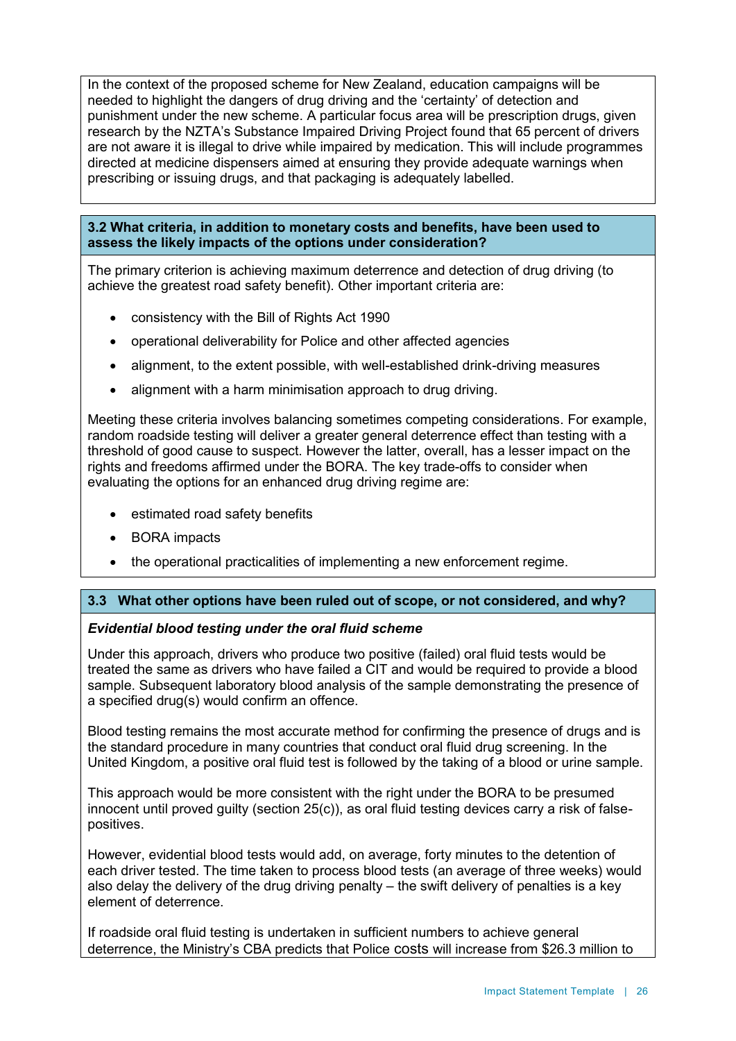In the context of the proposed scheme for New Zealand, education campaigns will be needed to highlight the dangers of drug driving and the 'certainty' of detection and punishment under the new scheme. A particular focus area will be prescription drugs, given research by the NZTA's Substance Impaired Driving Project found that 65 percent of drivers are not aware it is illegal to drive while impaired by medication. This will include programmes directed at medicine dispensers aimed at ensuring they provide adequate warnings when prescribing or issuing drugs, and that packaging is adequately labelled.

### 3.2 What criteria, in addition to monetary costs and benefits, have been used to assess the likely impacts of the options under consideration?

The primary criterion is achieving maximum deterrence and detection of drug driving (to achieve the greatest road safety benefit). Other important criteria are:

- consistency with the Bill of Rights Act 1990
- operational deliverability for Police and other affected agencies
- alignment, to the extent possible, with well-established drink-driving measures
- alignment with a harm minimisation approach to drug driving.

Meeting these criteria involves balancing sometimes competing considerations. For example, random roadside testing will deliver a greater general deterrence effect than testing with a threshold of good cause to suspect. However the latter, overall, has a lesser impact on the rights and freedoms affirmed under the BORA. The key trade-offs to consider when evaluating the options for an enhanced drug driving regime are:

- estimated road safety benefits
- BORA impacts
- the operational practicalities of implementing a new enforcement regime.

### 3.3 What other options have been ruled out of scope, or not considered, and why?

***Evidential blood testing under the oral fluid scheme***

Under this approach, drivers who produce two positive (failed) oral fluid tests would be treated the same as drivers who have failed a CIT and would be required to provide a blood sample. Subsequent laboratory blood analysis of the sample demonstrating the presence of a specified drug(s) would confirm an offence.

Blood testing remains the most accurate method for confirming the presence of drugs and is the standard procedure in many countries that conduct oral fluid drug screening. In the United Kingdom, a positive oral fluid test is followed by the taking of a blood or urine sample.

This approach would be more consistent with the right under the BORA to be presumed innocent until proved guilty (section 25(c)), as oral fluid testing devices carry a risk of false-positives.

However, evidential blood tests would add, on average, forty minutes to the detention of each driver tested. The time taken to process blood tests (an average of three weeks) would also delay the delivery of the drug driving penalty – the swift delivery of penalties is a key element of deterrence.

If roadside oral fluid testing is undertaken in sufficient numbers to achieve general deterrence, the Ministry's CBA predicts that Police costs will increase from $26.3 million to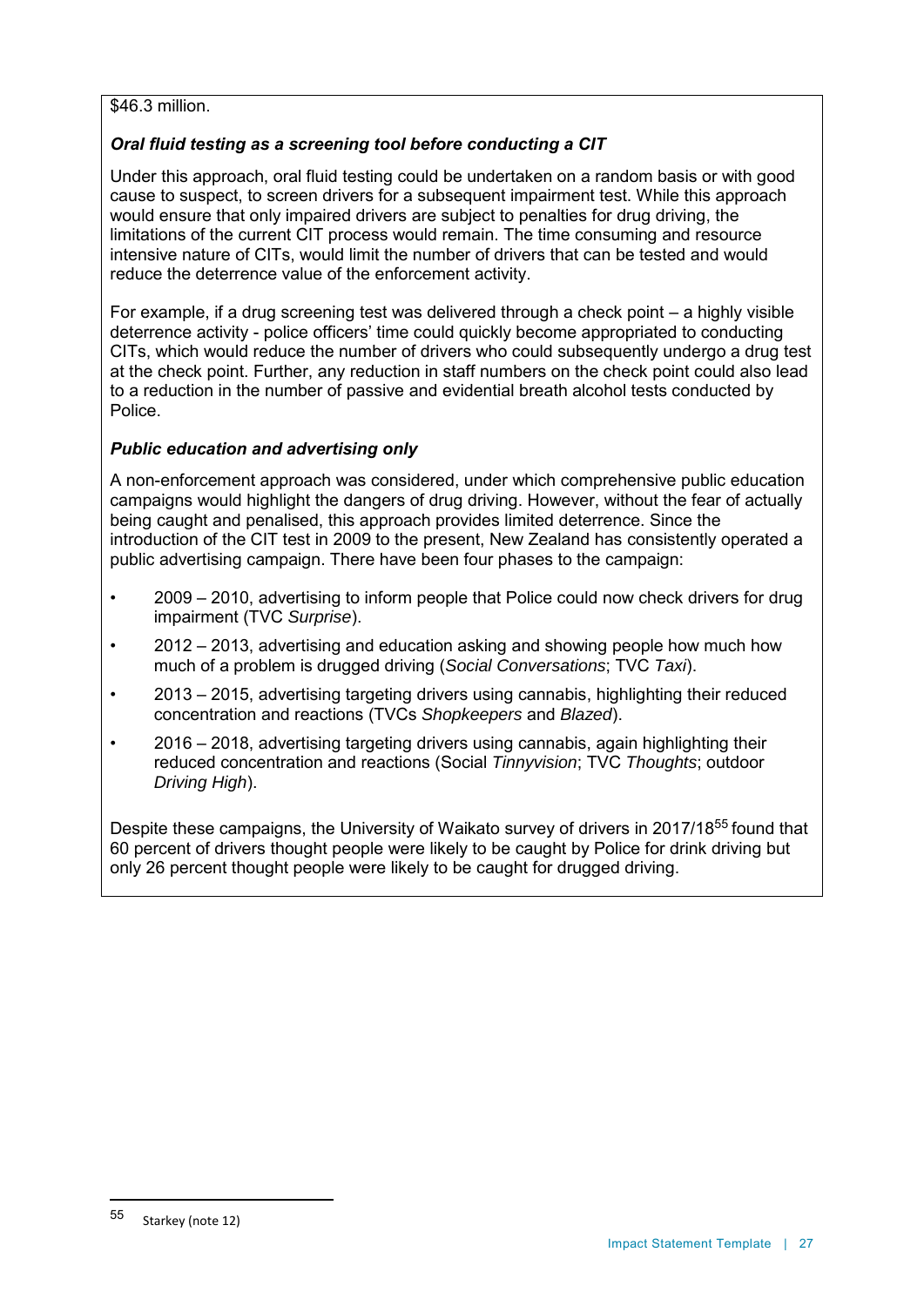$46.3 million.

***Oral fluid testing as a screening tool before conducting a CIT***

Under this approach, oral fluid testing could be undertaken on a random basis or with good cause to suspect, to screen drivers for a subsequent impairment test. While this approach would ensure that only impaired drivers are subject to penalties for drug driving, the limitations of the current CIT process would remain. The time consuming and resource intensive nature of CITs, would limit the number of drivers that can be tested and would reduce the deterrence value of the enforcement activity.

For example, if a drug screening test was delivered through a check point – a highly visible deterrence activity - police officers' time could quickly become appropriated to conducting CITs, which would reduce the number of drivers who could subsequently undergo a drug test at the check point. Further, any reduction in staff numbers on the check point could also lead to a reduction in the number of passive and evidential breath alcohol tests conducted by Police.

***Public education and advertising only***

A non-enforcement approach was considered, under which comprehensive public education campaigns would highlight the dangers of drug driving. However, without the fear of actually being caught and penalised, this approach provides limited deterrence. Since the introduction of the CIT test in 2009 to the present, New Zealand has consistently operated a public advertising campaign. There have been four phases to the campaign:

- 2009 – 2010, advertising to inform people that Police could now check drivers for drug impairment (TVC *Surprise*).
- 2012 – 2013, advertising and education asking and showing people how much how much of a problem is drugged driving (*Social Conversations*; TVC *Taxi*).
- 2013 – 2015, advertising targeting drivers using cannabis, highlighting their reduced concentration and reactions (TVCs *Shopkeepers* and *Blazed*).
- 2016 – 2018, advertising targeting drivers using cannabis, again highlighting their reduced concentration and reactions (Social *Tinnyvision*; TVC *Thoughts*; outdoor *Driving High*).

Despite these campaigns, the University of Waikato survey of drivers in 2017/18[55] found that 60 percent of drivers thought people were likely to be caught by Police for drink driving but only 26 percent thought people were likely to be caught for drugged driving.

---

[55] Starkey (note 12)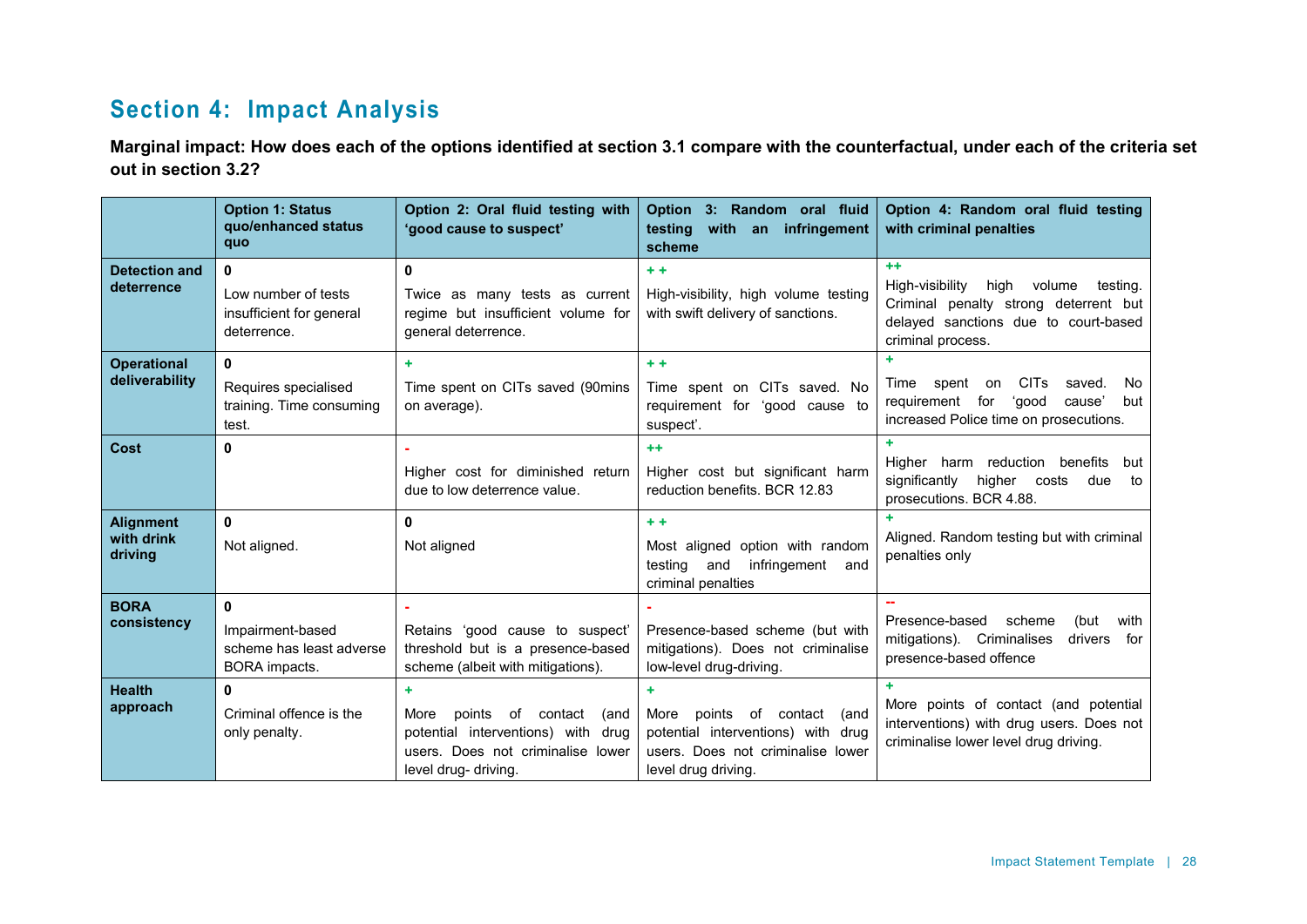## Section 4: Impact Analysis

**Marginal impact: How does each of the options identified at section 3.1 compare with the counterfactual, under each of the criteria set out in section 3.2?**

| | Option 1: Status quo/enhanced status quo | Option 2: Oral fluid testing with 'good cause to suspect' | Option 3: Random oral fluid testing with an infringement scheme | Option 4: Random oral fluid testing with criminal penalties |
|---|---|---|---|---|
| **Detection and deterrence** | 0<br>Low number of tests insufficient for general deterrence. | 0<br>Twice as many tests as current regime but insufficient volume for general deterrence. | + +<br>High-visibility, high volume testing with swift delivery of sanctions. | ++<br>High-visibility high volume testing. Criminal penalty strong deterrent but delayed sanctions due to court-based criminal process. |
| **Operational deliverability** | 0<br>Requires specialised training. Time consuming test. | +<br>Time spent on CITs saved (90mins on average). | + +<br>Time spent on CITs saved. No requirement for 'good cause to suspect'. | +<br>Time spent on CITs saved. No requirement for 'good cause' but increased Police time on prosecutions. |
| **Cost** | 0 | -<br>Higher cost for diminished return due to low deterrence value. | ++<br>Higher cost but significant harm reduction benefits. BCR 12.83 | +<br>Higher harm reduction benefits but significantly higher costs due to prosecutions. BCR 4.88. |
| **Alignment with drink driving** | 0<br>Not aligned. | 0<br>Not aligned | + +<br>Most aligned option with random testing and infringement and criminal penalties | +<br>Aligned. Random testing but with criminal penalties only |
| **BORA consistency** | 0<br>Impairment-based scheme has least adverse BORA impacts. | -<br>Retains 'good cause to suspect' threshold but is a presence-based scheme (albeit with mitigations). | -<br>Presence-based scheme (but with mitigations). Does not criminalise low-level drug-driving. | --<br>Presence-based scheme (but with mitigations). Criminalises drivers for presence-based offence |
| **Health approach** | 0<br>Criminal offence is the only penalty. | +<br>More points of contact (and potential interventions) with drug users. Does not criminalise lower level drug- driving. | +<br>More points of contact (and potential interventions) with drug users. Does not criminalise lower level drug driving. | +<br>More points of contact (and potential interventions) with drug users. Does not criminalise lower level drug driving. |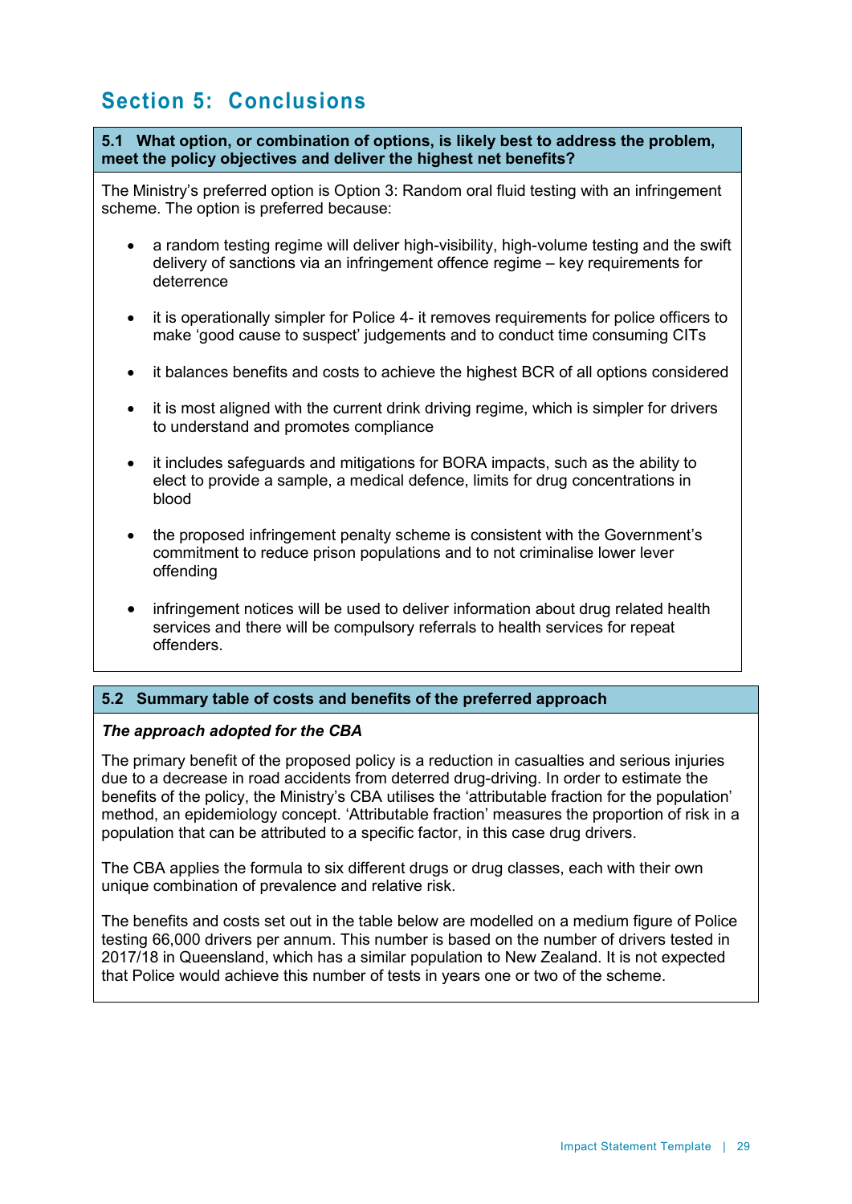# Section 5: Conclusions

### 5.1 What option, or combination of options, is likely best to address the problem, meet the policy objectives and deliver the highest net benefits?

The Ministry's preferred option is Option 3: Random oral fluid testing with an infringement scheme. The option is preferred because:

- a random testing regime will deliver high-visibility, high-volume testing and the swift delivery of sanctions via an infringement offence regime – key requirements for deterrence
- it is operationally simpler for Police 4- it removes requirements for police officers to make 'good cause to suspect' judgements and to conduct time consuming CITs
- it balances benefits and costs to achieve the highest BCR of all options considered
- it is most aligned with the current drink driving regime, which is simpler for drivers to understand and promotes compliance
- it includes safeguards and mitigations for BORA impacts, such as the ability to elect to provide a sample, a medical defence, limits for drug concentrations in blood
- the proposed infringement penalty scheme is consistent with the Government's commitment to reduce prison populations and to not criminalise lower lever offending
- infringement notices will be used to deliver information about drug related health services and there will be compulsory referrals to health services for repeat offenders.

### 5.2 Summary table of costs and benefits of the preferred approach

***The approach adopted for the CBA***

The primary benefit of the proposed policy is a reduction in casualties and serious injuries due to a decrease in road accidents from deterred drug-driving. In order to estimate the benefits of the policy, the Ministry's CBA utilises the 'attributable fraction for the population' method, an epidemiology concept. 'Attributable fraction' measures the proportion of risk in a population that can be attributed to a specific factor, in this case drug drivers.

The CBA applies the formula to six different drugs or drug classes, each with their own unique combination of prevalence and relative risk.

The benefits and costs set out in the table below are modelled on a medium figure of Police testing 66,000 drivers per annum. This number is based on the number of drivers tested in 2017/18 in Queensland, which has a similar population to New Zealand. It is not expected that Police would achieve this number of tests in years one or two of the scheme.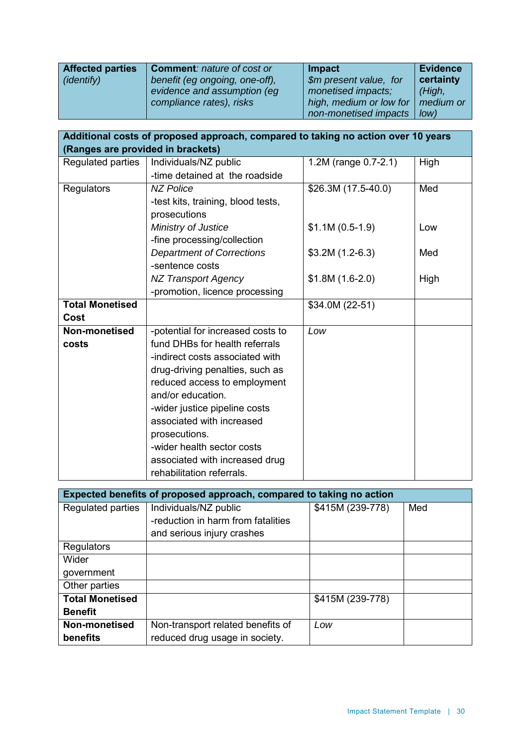| **Affected parties** *(identify)* | **Comment**: *nature of cost or benefit (eg ongoing, one-off), evidence and assumption (eg compliance rates), risks* | **Impact** *$m present value, for monetised impacts; high, medium or low for non-monetised impacts* | **Evidence certainty** *(High, medium or low)* |
|---|---|---|---|
| **Additional costs of proposed approach, compared to taking no action over 10 years (Ranges are provided in brackets)** | | | |
| Regulated parties | Individuals/NZ public<br>-time detained at the roadside | 1.2M (range 0.7-2.1) | High |
| Regulators | *NZ Police*<br>-test kits, training, blood tests, prosecutions | $26.3M (17.5-40.0) | Med |
| | *Ministry of Justice*<br>-fine processing/collection | $1.1M (0.5-1.9) | Low |
| | *Department of Corrections*<br>-sentence costs | $3.2M (1.2-6.3) | Med |
| | *NZ Transport Agency*<br>-promotion, licence processing | $1.8M (1.6-2.0) | High |
| **Total Monetised Cost** | | $34.0M (22-51) | |
| **Non-monetised costs** | -potential for increased costs to fund DHBs for health referrals<br>-indirect costs associated with drug-driving penalties, such as reduced access to employment and/or education.<br>-wider justice pipeline costs associated with increased prosecutions.<br>-wider health sector costs associated with increased drug rehabilitation referrals. | *Low* | |

| **Expected benefits of proposed approach, compared to taking no action** | | | |
|---|---|---|---|
| Regulated parties | Individuals/NZ public<br>-reduction in harm from fatalities and serious injury crashes | $415M (239-778) | Med |
| Regulators | | | |
| Wider government | | | |
| Other parties | | | |
| **Total Monetised Benefit** | | $415M (239-778) | |
| **Non-monetised benefits** | Non-transport related benefits of reduced drug usage in society. | *Low* | |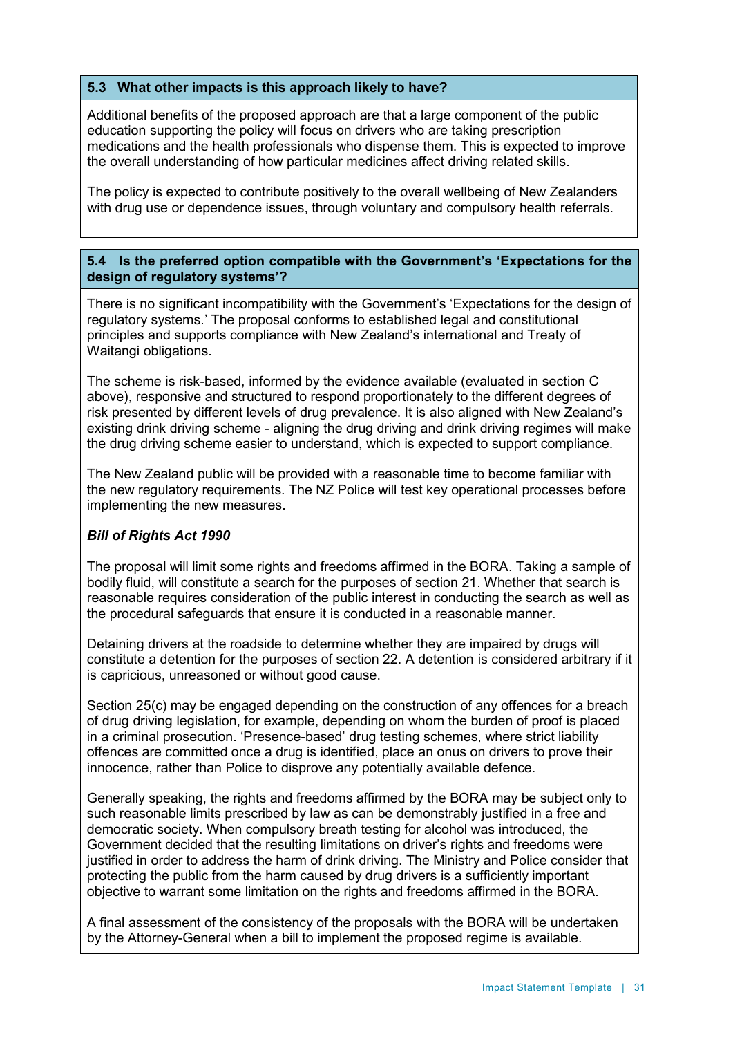### 5.3 What other impacts is this approach likely to have?

Additional benefits of the proposed approach are that a large component of the public education supporting the policy will focus on drivers who are taking prescription medications and the health professionals who dispense them. This is expected to improve the overall understanding of how particular medicines affect driving related skills.

The policy is expected to contribute positively to the overall wellbeing of New Zealanders with drug use or dependence issues, through voluntary and compulsory health referrals.

### 5.4 Is the preferred option compatible with the Government's 'Expectations for the design of regulatory systems'?

There is no significant incompatibility with the Government's 'Expectations for the design of regulatory systems.' The proposal conforms to established legal and constitutional principles and supports compliance with New Zealand's international and Treaty of Waitangi obligations.

The scheme is risk-based, informed by the evidence available (evaluated in section C above), responsive and structured to respond proportionately to the different degrees of risk presented by different levels of drug prevalence. It is also aligned with New Zealand's existing drink driving scheme - aligning the drug driving and drink driving regimes will make the drug driving scheme easier to understand, which is expected to support compliance.

The New Zealand public will be provided with a reasonable time to become familiar with the new regulatory requirements. The NZ Police will test key operational processes before implementing the new measures.

***Bill of Rights Act 1990***

The proposal will limit some rights and freedoms affirmed in the BORA. Taking a sample of bodily fluid, will constitute a search for the purposes of section 21. Whether that search is reasonable requires consideration of the public interest in conducting the search as well as the procedural safeguards that ensure it is conducted in a reasonable manner.

Detaining drivers at the roadside to determine whether they are impaired by drugs will constitute a detention for the purposes of section 22. A detention is considered arbitrary if it is capricious, unreasoned or without good cause.

Section 25(c) may be engaged depending on the construction of any offences for a breach of drug driving legislation, for example, depending on whom the burden of proof is placed in a criminal prosecution. 'Presence-based' drug testing schemes, where strict liability offences are committed once a drug is identified, place an onus on drivers to prove their innocence, rather than Police to disprove any potentially available defence.

Generally speaking, the rights and freedoms affirmed by the BORA may be subject only to such reasonable limits prescribed by law as can be demonstrably justified in a free and democratic society. When compulsory breath testing for alcohol was introduced, the Government decided that the resulting limitations on driver's rights and freedoms were justified in order to address the harm of drink driving. The Ministry and Police consider that protecting the public from the harm caused by drug drivers is a sufficiently important objective to warrant some limitation on the rights and freedoms affirmed in the BORA.

A final assessment of the consistency of the proposals with the BORA will be undertaken by the Attorney-General when a bill to implement the proposed regime is available.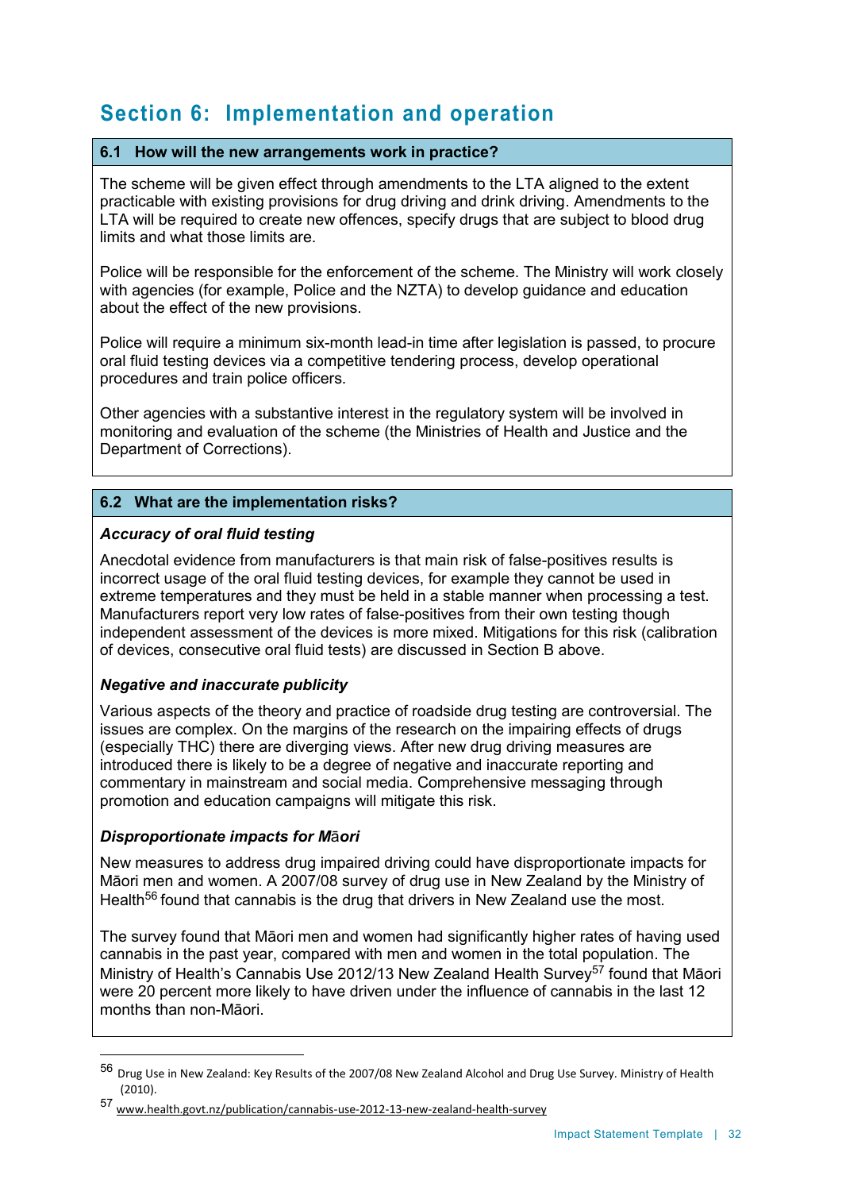## Section 6: Implementation and operation

### 6.1 How will the new arrangements work in practice?

The scheme will be given effect through amendments to the LTA aligned to the extent practicable with existing provisions for drug driving and drink driving. Amendments to the LTA will be required to create new offences, specify drugs that are subject to blood drug limits and what those limits are.

Police will be responsible for the enforcement of the scheme. The Ministry will work closely with agencies (for example, Police and the NZTA) to develop guidance and education about the effect of the new provisions.

Police will require a minimum six-month lead-in time after legislation is passed, to procure oral fluid testing devices via a competitive tendering process, develop operational procedures and train police officers.

Other agencies with a substantive interest in the regulatory system will be involved in monitoring and evaluation of the scheme (the Ministries of Health and Justice and the Department of Corrections).

### 6.2 What are the implementation risks?

***Accuracy of oral fluid testing***

Anecdotal evidence from manufacturers is that main risk of false-positives results is incorrect usage of the oral fluid testing devices, for example they cannot be used in extreme temperatures and they must be held in a stable manner when processing a test. Manufacturers report very low rates of false-positives from their own testing though independent assessment of the devices is more mixed. Mitigations for this risk (calibration of devices, consecutive oral fluid tests) are discussed in Section B above.

***Negative and inaccurate publicity***

Various aspects of the theory and practice of roadside drug testing are controversial. The issues are complex. On the margins of the research on the impairing effects of drugs (especially THC) there are diverging views. After new drug driving measures are introduced there is likely to be a degree of negative and inaccurate reporting and commentary in mainstream and social media. Comprehensive messaging through promotion and education campaigns will mitigate this risk.

***Disproportionate impacts for Māori***

New measures to address drug impaired driving could have disproportionate impacts for Māori men and women. A 2007/08 survey of drug use in New Zealand by the Ministry of Health[56] found that cannabis is the drug that drivers in New Zealand use the most.

The survey found that Māori men and women had significantly higher rates of having used cannabis in the past year, compared with men and women in the total population. The Ministry of Health's Cannabis Use 2012/13 New Zealand Health Survey[57] found that Māori were 20 percent more likely to have driven under the influence of cannabis in the last 12 months than non-Māori.

---

[56] Drug Use in New Zealand: Key Results of the 2007/08 New Zealand Alcohol and Drug Use Survey. Ministry of Health (2010).

[57] www.health.govt.nz/publication/cannabis-use-2012-13-new-zealand-health-survey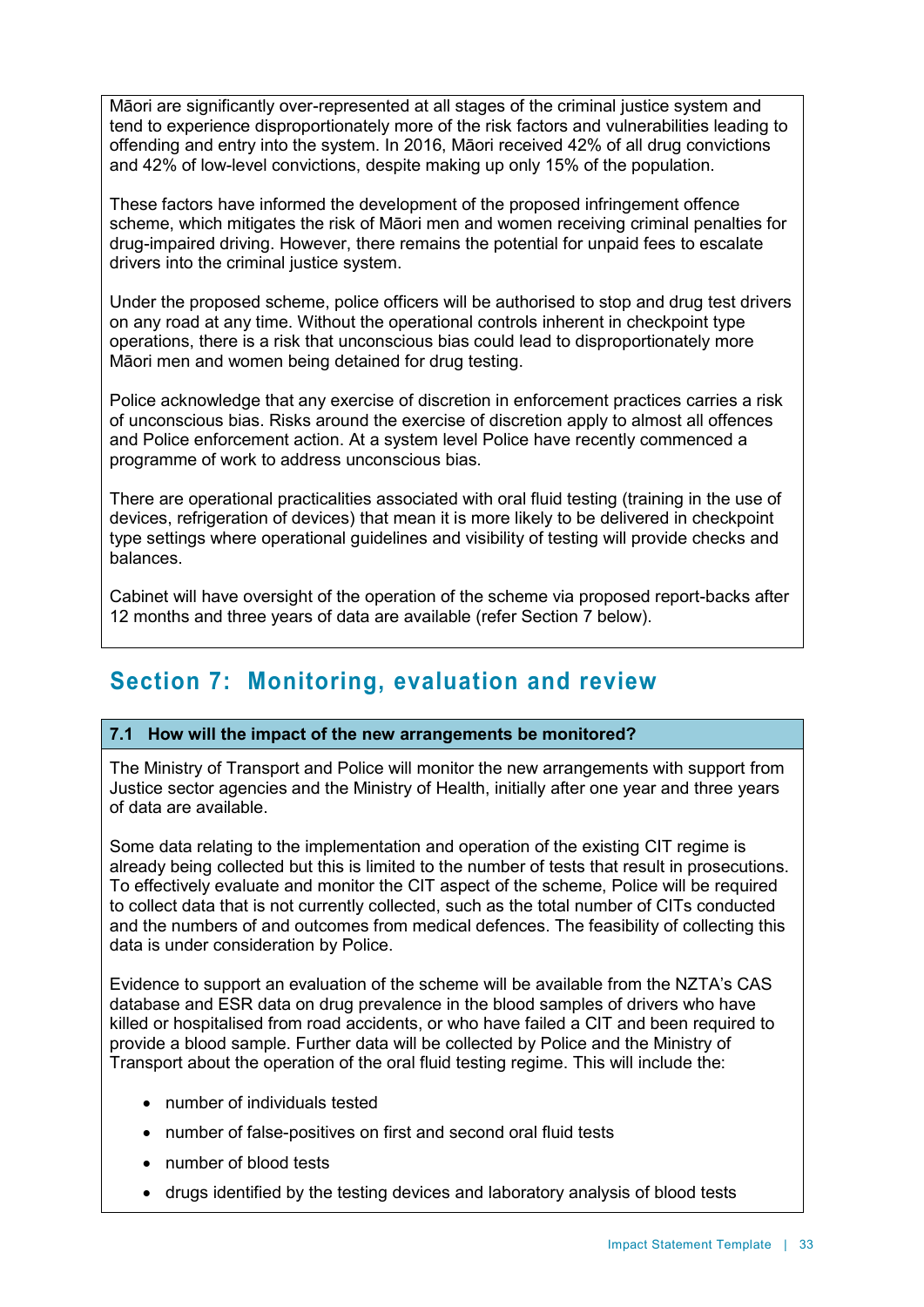Māori are significantly over-represented at all stages of the criminal justice system and tend to experience disproportionately more of the risk factors and vulnerabilities leading to offending and entry into the system. In 2016, Māori received 42% of all drug convictions and 42% of low-level convictions, despite making up only 15% of the population.

These factors have informed the development of the proposed infringement offence scheme, which mitigates the risk of Māori men and women receiving criminal penalties for drug-impaired driving. However, there remains the potential for unpaid fees to escalate drivers into the criminal justice system.

Under the proposed scheme, police officers will be authorised to stop and drug test drivers on any road at any time. Without the operational controls inherent in checkpoint type operations, there is a risk that unconscious bias could lead to disproportionately more Māori men and women being detained for drug testing.

Police acknowledge that any exercise of discretion in enforcement practices carries a risk of unconscious bias. Risks around the exercise of discretion apply to almost all offences and Police enforcement action. At a system level Police have recently commenced a programme of work to address unconscious bias.

There are operational practicalities associated with oral fluid testing (training in the use of devices, refrigeration of devices) that mean it is more likely to be delivered in checkpoint type settings where operational guidelines and visibility of testing will provide checks and balances.

Cabinet will have oversight of the operation of the scheme via proposed report-backs after 12 months and three years of data are available (refer Section 7 below).

## Section 7: Monitoring, evaluation and review

### 7.1 How will the impact of the new arrangements be monitored?

The Ministry of Transport and Police will monitor the new arrangements with support from Justice sector agencies and the Ministry of Health, initially after one year and three years of data are available.

Some data relating to the implementation and operation of the existing CIT regime is already being collected but this is limited to the number of tests that result in prosecutions. To effectively evaluate and monitor the CIT aspect of the scheme, Police will be required to collect data that is not currently collected, such as the total number of CITs conducted and the numbers of and outcomes from medical defences. The feasibility of collecting this data is under consideration by Police.

Evidence to support an evaluation of the scheme will be available from the NZTA's CAS database and ESR data on drug prevalence in the blood samples of drivers who have killed or hospitalised from road accidents, or who have failed a CIT and been required to provide a blood sample. Further data will be collected by Police and the Ministry of Transport about the operation of the oral fluid testing regime. This will include the:

- number of individuals tested
- number of false-positives on first and second oral fluid tests
- number of blood tests
- drugs identified by the testing devices and laboratory analysis of blood tests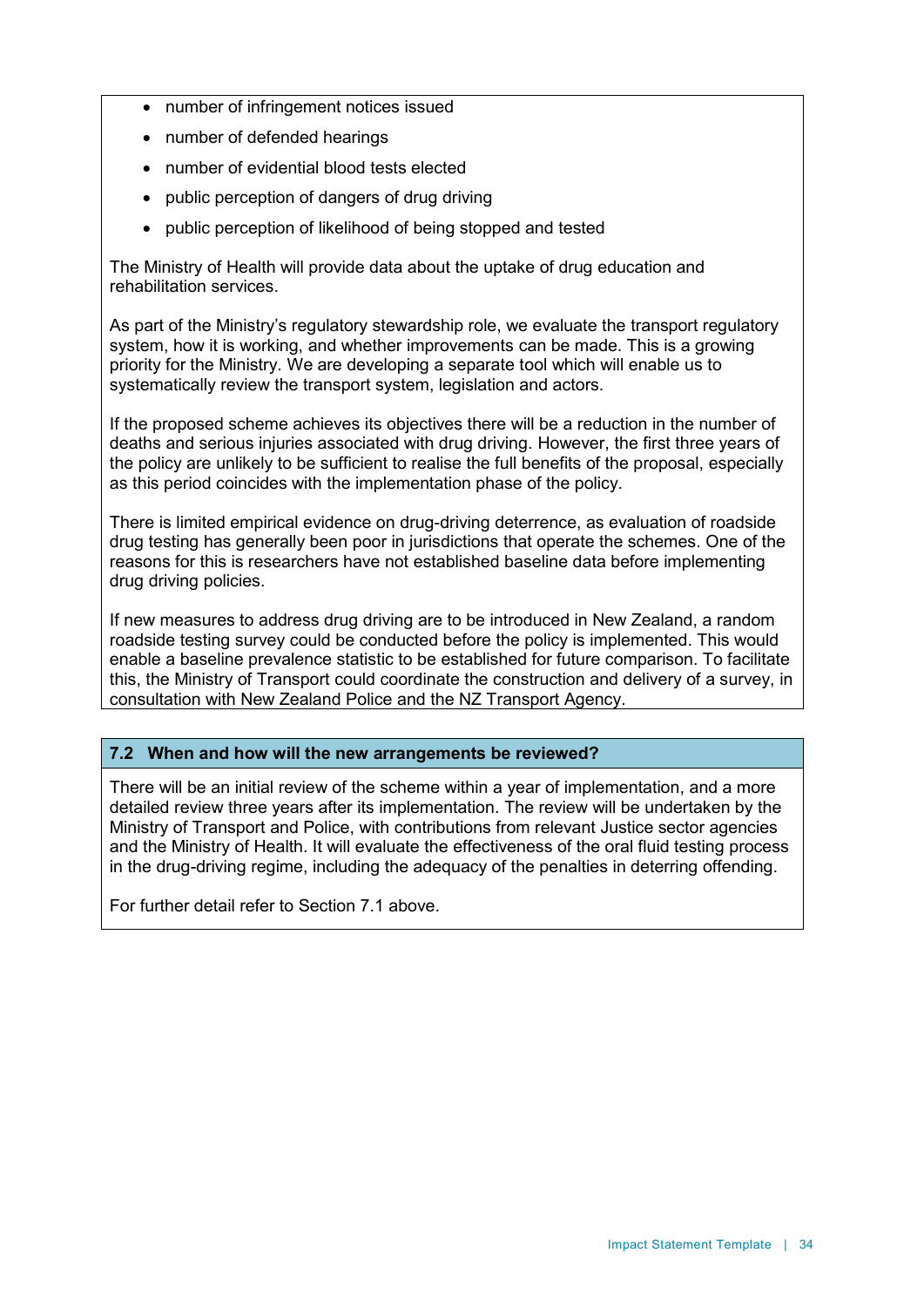- number of infringement notices issued
- number of defended hearings
- number of evidential blood tests elected
- public perception of dangers of drug driving
- public perception of likelihood of being stopped and tested

The Ministry of Health will provide data about the uptake of drug education and rehabilitation services.

As part of the Ministry's regulatory stewardship role, we evaluate the transport regulatory system, how it is working, and whether improvements can be made. This is a growing priority for the Ministry. We are developing a separate tool which will enable us to systematically review the transport system, legislation and actors.

If the proposed scheme achieves its objectives there will be a reduction in the number of deaths and serious injuries associated with drug driving. However, the first three years of the policy are unlikely to be sufficient to realise the full benefits of the proposal, especially as this period coincides with the implementation phase of the policy.

There is limited empirical evidence on drug-driving deterrence, as evaluation of roadside drug testing has generally been poor in jurisdictions that operate the schemes. One of the reasons for this is researchers have not established baseline data before implementing drug driving policies.

If new measures to address drug driving are to be introduced in New Zealand, a random roadside testing survey could be conducted before the policy is implemented. This would enable a baseline prevalence statistic to be established for future comparison. To facilitate this, the Ministry of Transport could coordinate the construction and delivery of a survey, in consultation with New Zealand Police and the NZ Transport Agency.

### 7.2 When and how will the new arrangements be reviewed?

There will be an initial review of the scheme within a year of implementation, and a more detailed review three years after its implementation. The review will be undertaken by the Ministry of Transport and Police, with contributions from relevant Justice sector agencies and the Ministry of Health. It will evaluate the effectiveness of the oral fluid testing process in the drug-driving regime, including the adequacy of the penalties in deterring offending.

For further detail refer to Section 7.1 above.